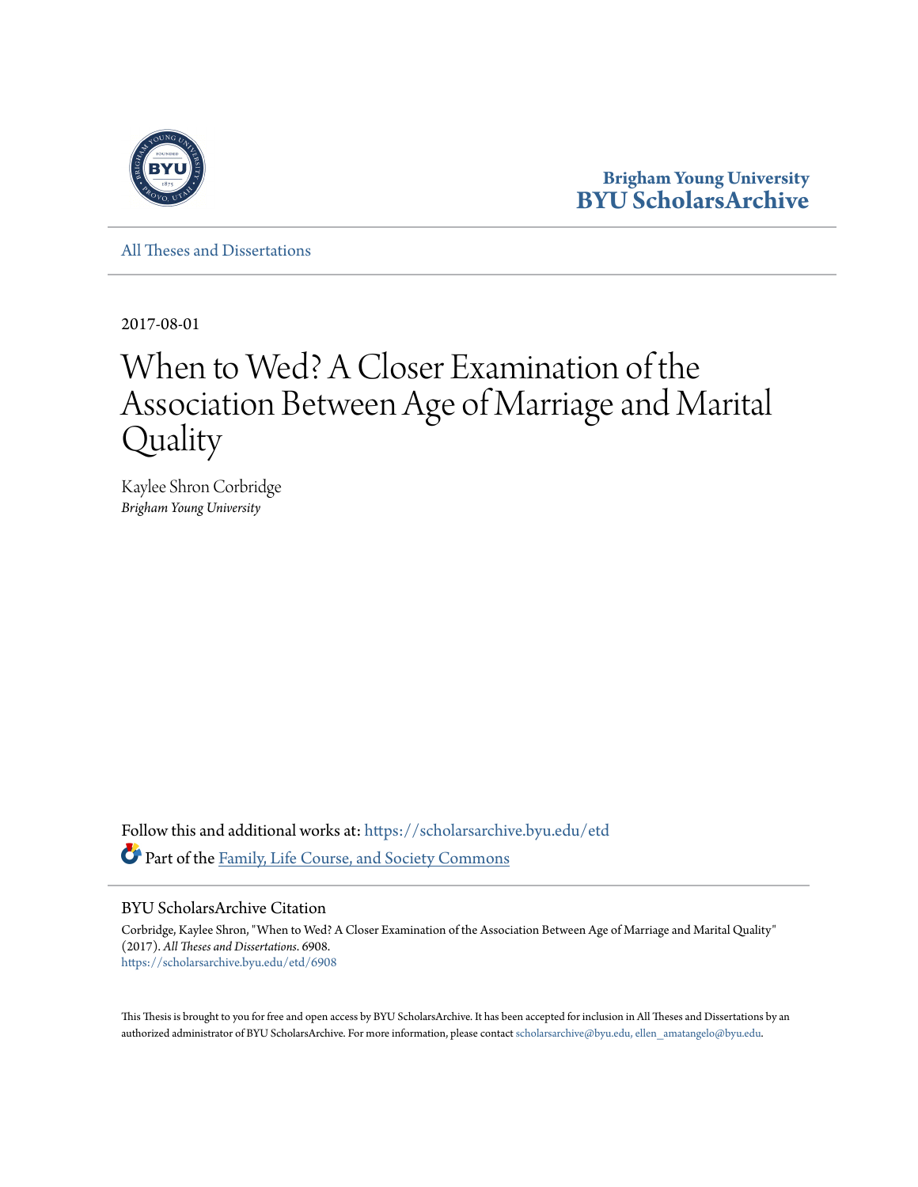Brigham Young University
**BYU ScholarsArchive**

All Theses and Dissertations

2017-08-01

# When to Wed? A Closer Examination of the Association Between Age of Marriage and Marital Quality

Kaylee Shron Corbridge
*Brigham Young University*

Follow this and additional works at: https://scholarsarchive.byu.edu/etd

Part of the Family, Life Course, and Society Commons

## BYU ScholarsArchive Citation

Corbridge, Kaylee Shron, "When to Wed? A Closer Examination of the Association Between Age of Marriage and Marital Quality" (2017). *All Theses and Dissertations*. 6908.
https://scholarsarchive.byu.edu/etd/6908

This Thesis is brought to you for free and open access by BYU ScholarsArchive. It has been accepted for inclusion in All Theses and Dissertations by an authorized administrator of BYU ScholarsArchive. For more information, please contact scholarsarchive@byu.edu, ellen_amatangelo@byu.edu.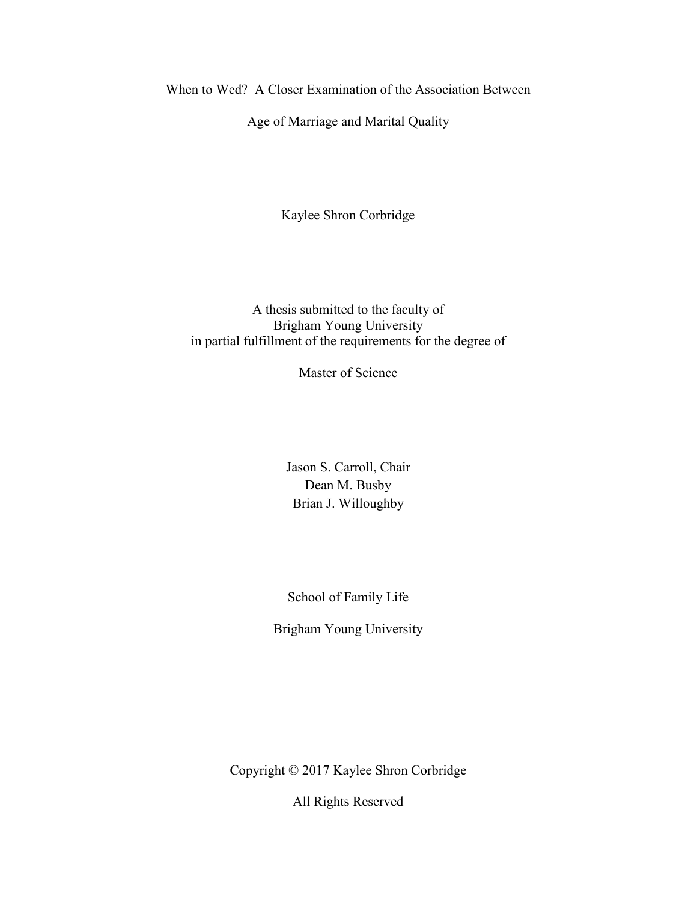When to Wed? A Closer Examination of the Association Between

Age of Marriage and Marital Quality

Kaylee Shron Corbridge

A thesis submitted to the faculty of
Brigham Young University
in partial fulfillment of the requirements for the degree of

Master of Science

Jason S. Carroll, Chair
Dean M. Busby
Brian J. Willoughby

School of Family Life

Brigham Young University

Copyright © 2017 Kaylee Shron Corbridge

All Rights Reserved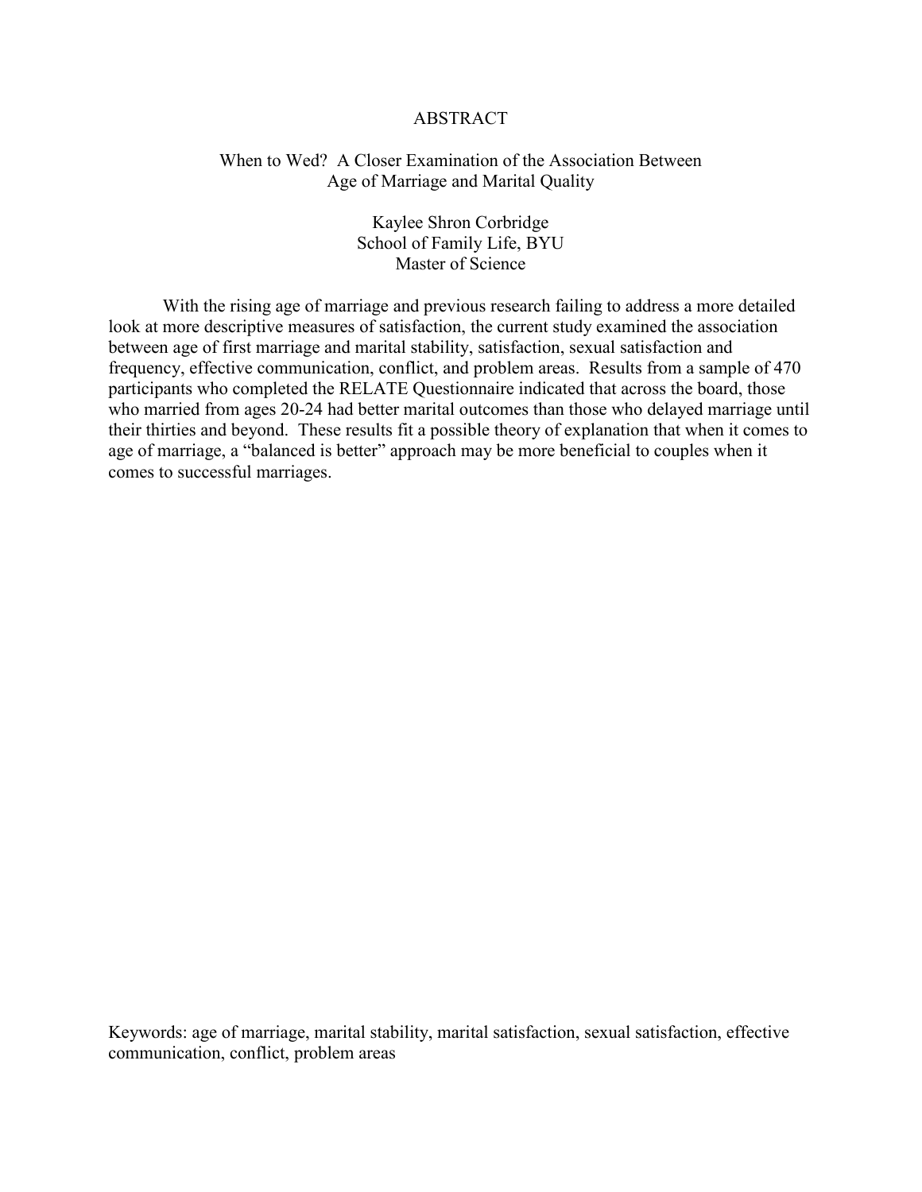# ABSTRACT

## When to Wed? A Closer Examination of the Association Between Age of Marriage and Marital Quality

Kaylee Shron Corbridge
School of Family Life, BYU
Master of Science

With the rising age of marriage and previous research failing to address a more detailed look at more descriptive measures of satisfaction, the current study examined the association between age of first marriage and marital stability, satisfaction, sexual satisfaction and frequency, effective communication, conflict, and problem areas. Results from a sample of 470 participants who completed the RELATE Questionnaire indicated that across the board, those who married from ages 20-24 had better marital outcomes than those who delayed marriage until their thirties and beyond. These results fit a possible theory of explanation that when it comes to age of marriage, a "balanced is better" approach may be more beneficial to couples when it comes to successful marriages.

Keywords: age of marriage, marital stability, marital satisfaction, sexual satisfaction, effective communication, conflict, problem areas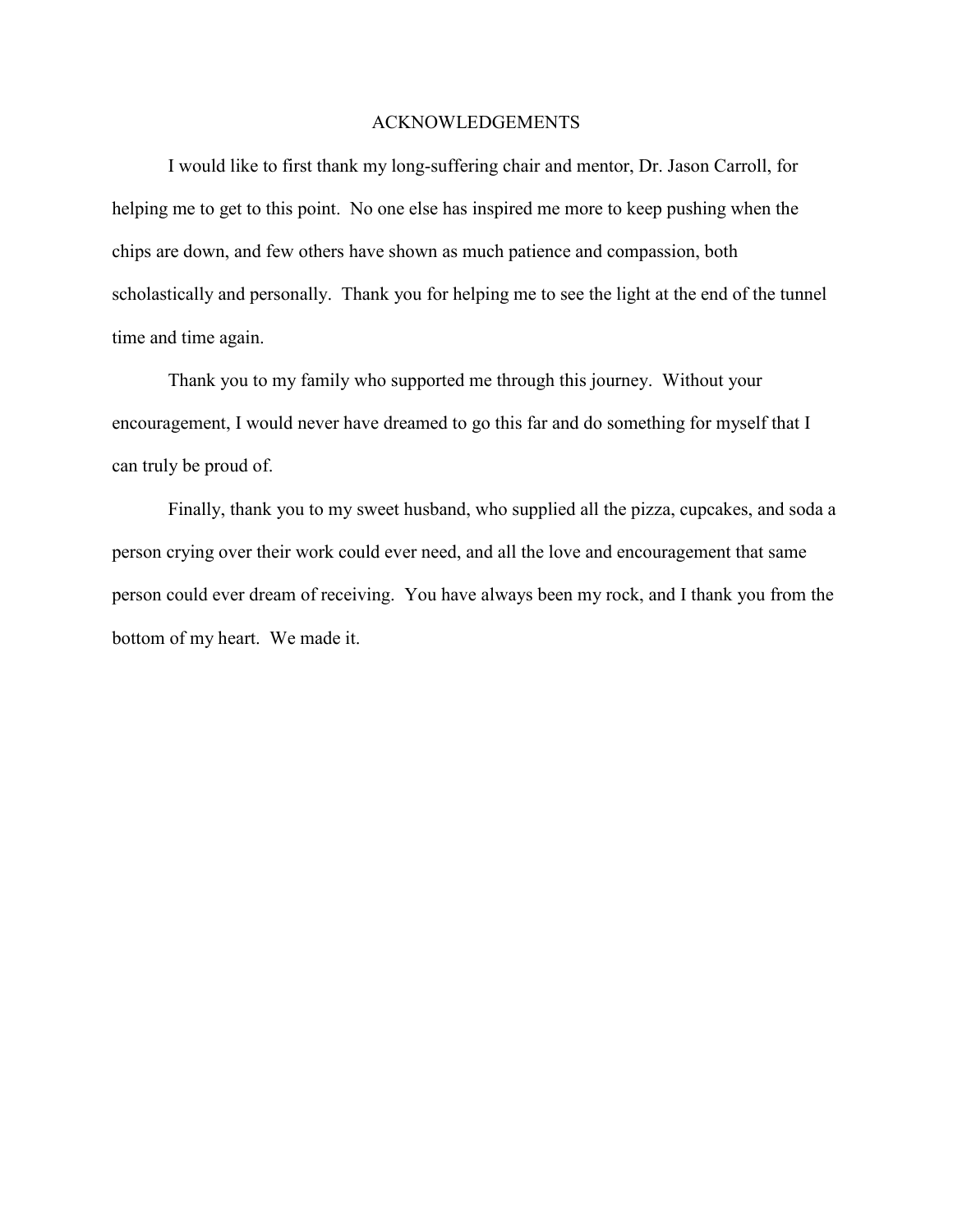# ACKNOWLEDGEMENTS

I would like to first thank my long-suffering chair and mentor, Dr. Jason Carroll, for helping me to get to this point. No one else has inspired me more to keep pushing when the chips are down, and few others have shown as much patience and compassion, both scholastically and personally. Thank you for helping me to see the light at the end of the tunnel time and time again.

Thank you to my family who supported me through this journey. Without your encouragement, I would never have dreamed to go this far and do something for myself that I can truly be proud of.

Finally, thank you to my sweet husband, who supplied all the pizza, cupcakes, and soda a person crying over their work could ever need, and all the love and encouragement that same person could ever dream of receiving. You have always been my rock, and I thank you from the bottom of my heart. We made it.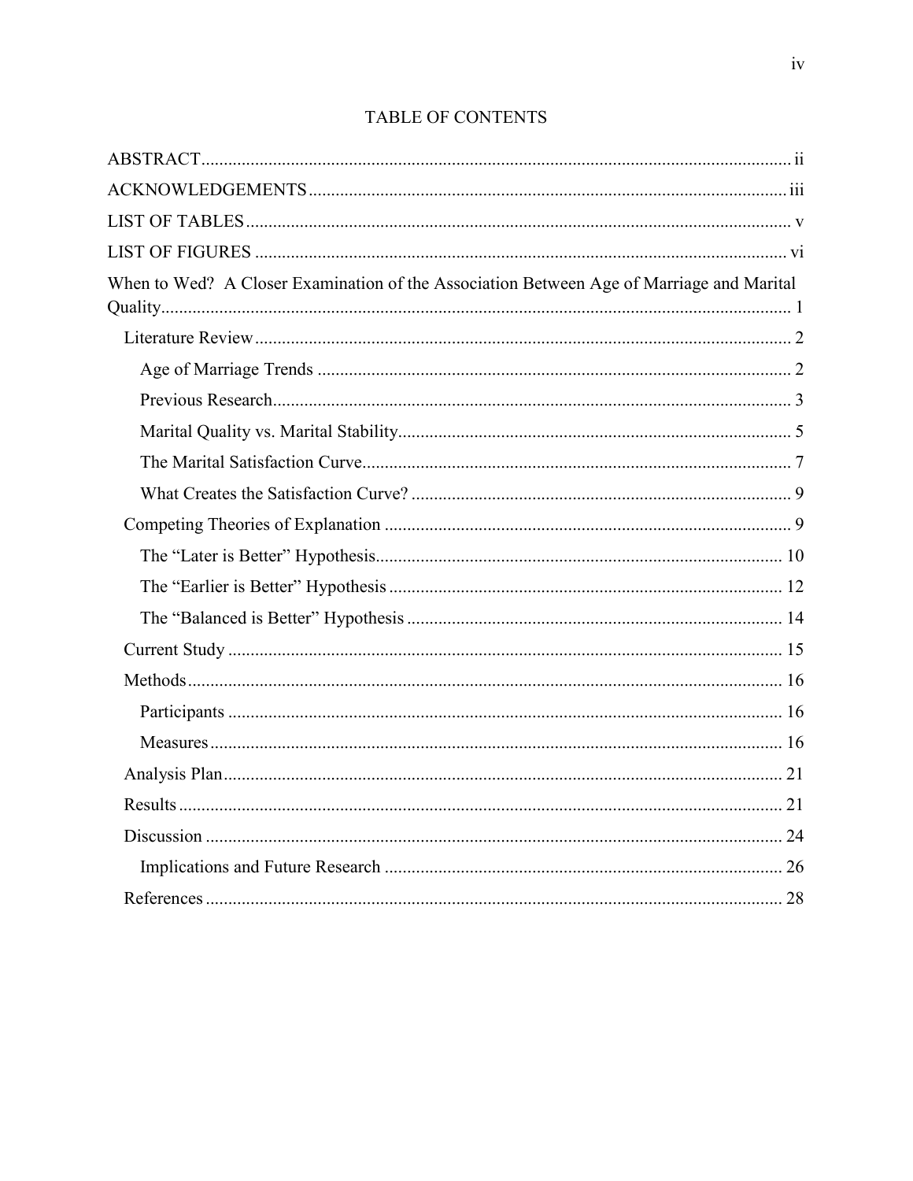# TABLE OF CONTENTS

ABSTRACT .................................................................................................................. ii

ACKNOWLEDGEMENTS ......................................................................................... iii

LIST OF TABLES ........................................................................................................ v

LIST OF FIGURES ..................................................................................................... vi

When to Wed? A Closer Examination of the Association Between Age of Marriage and Marital Quality .......................................................................................................................... 1

- Literature Review ...................................................................................................... 2
  - Age of Marriage Trends ......................................................................................... 2
  - Previous Research .................................................................................................. 3
  - Marital Quality vs. Marital Stability ...................................................................... 5
  - The Marital Satisfaction Curve .............................................................................. 7
  - What Creates the Satisfaction Curve? ................................................................... 9
- Competing Theories of Explanation .......................................................................... 9
  - The "Later is Better" Hypothesis .......................................................................... 10
  - The "Earlier is Better" Hypothesis ....................................................................... 12
  - The "Balanced is Better" Hypothesis ................................................................... 14
- Current Study ........................................................................................................... 15
- Methods .................................................................................................................... 16
  - Participants ........................................................................................................... 16
  - Measures ............................................................................................................... 16
- Analysis Plan ............................................................................................................ 21
- Results ...................................................................................................................... 21
- Discussion ................................................................................................................ 24
  - Implications and Future Research ........................................................................ 26
- References ................................................................................................................ 28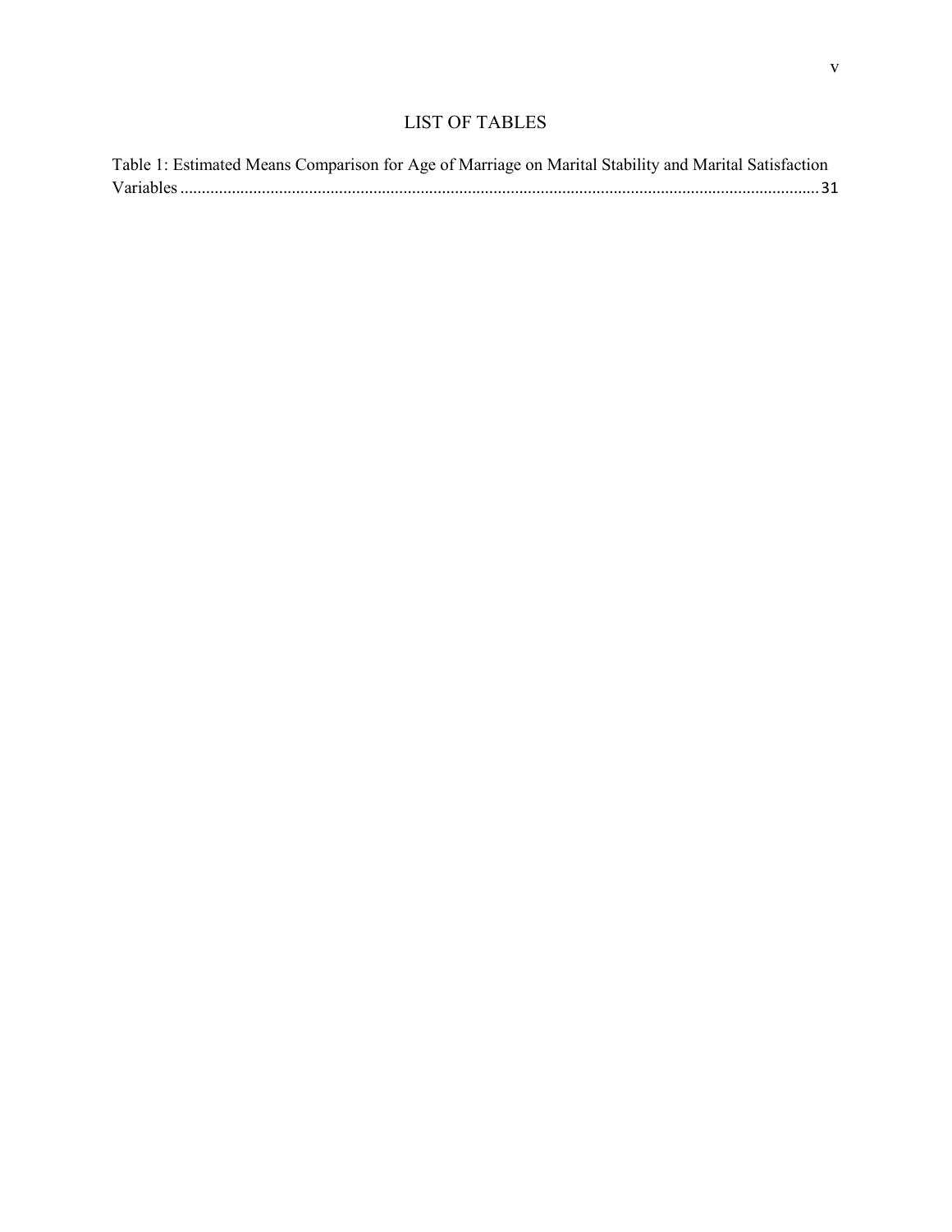# LIST OF TABLES

Table 1: Estimated Means Comparison for Age of Marriage on Marital Stability and Marital Satisfaction Variables ........................................................................................................................................ 31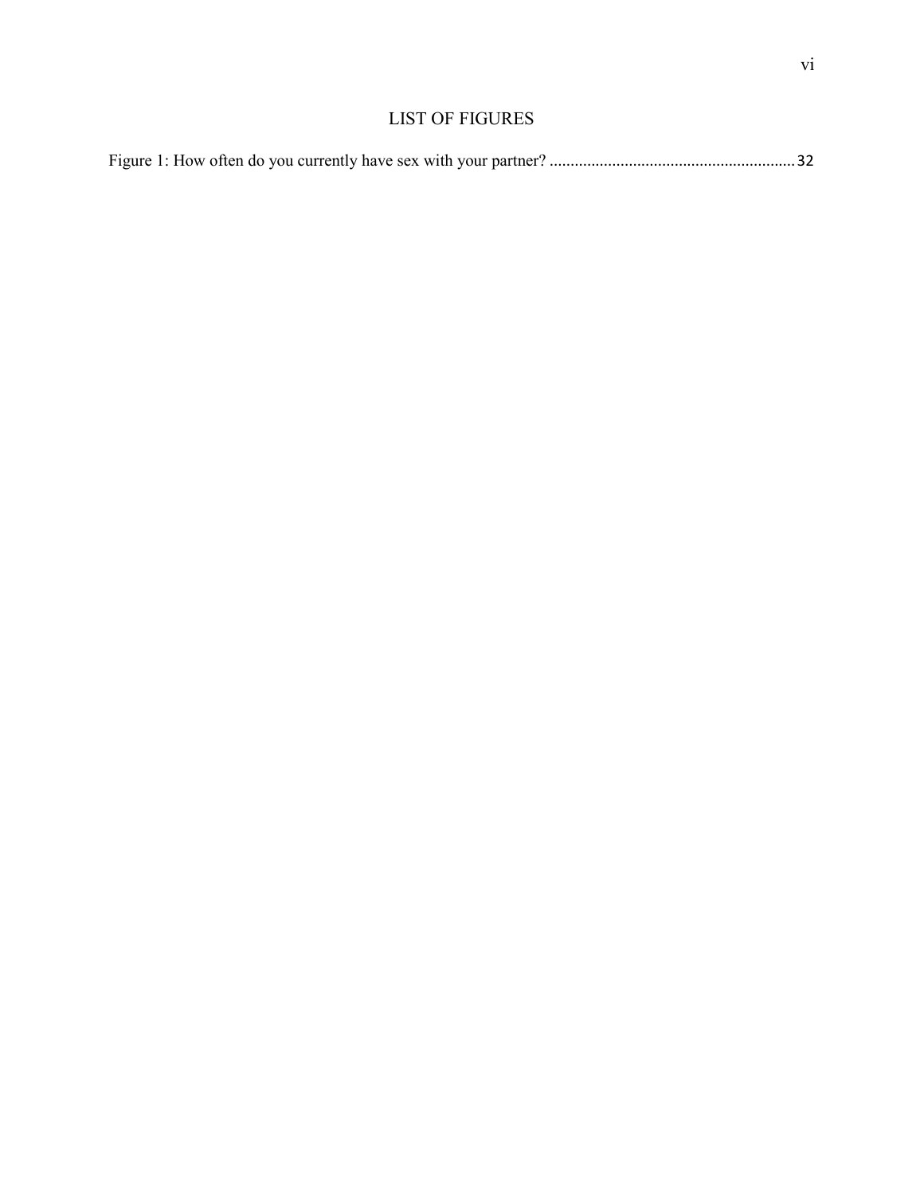# LIST OF FIGURES

Figure 1: How often do you currently have sex with your partner? ........................................................... 32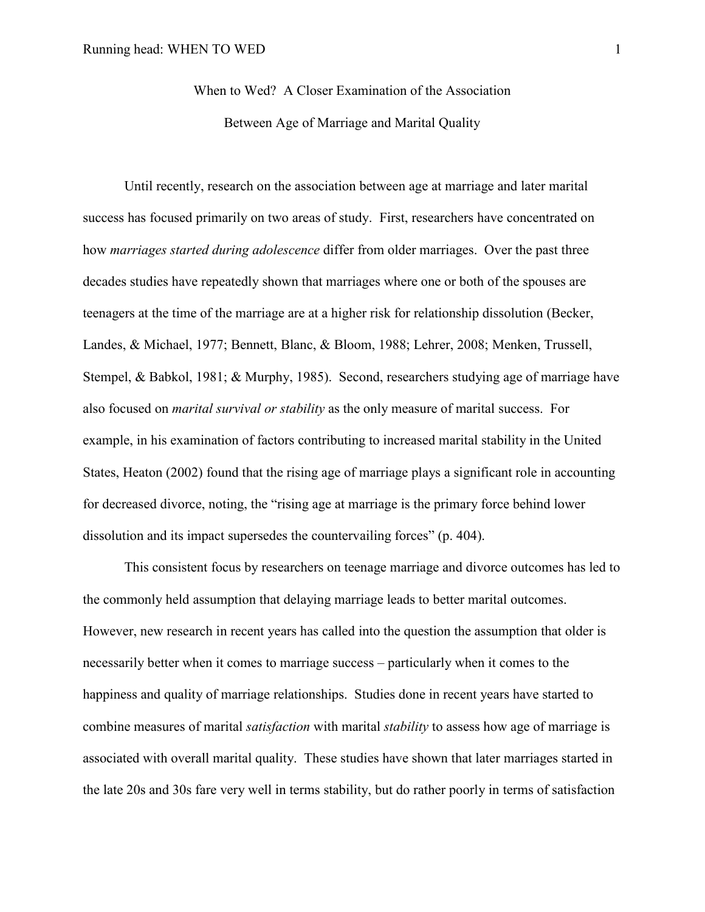When to Wed? A Closer Examination of the Association

Between Age of Marriage and Marital Quality

Until recently, research on the association between age at marriage and later marital success has focused primarily on two areas of study. First, researchers have concentrated on how *marriages started during adolescence* differ from older marriages. Over the past three decades studies have repeatedly shown that marriages where one or both of the spouses are teenagers at the time of the marriage are at a higher risk for relationship dissolution (Becker, Landes, & Michael, 1977; Bennett, Blanc, & Bloom, 1988; Lehrer, 2008; Menken, Trussell, Stempel, & Babkol, 1981; & Murphy, 1985). Second, researchers studying age of marriage have also focused on *marital survival or stability* as the only measure of marital success. For example, in his examination of factors contributing to increased marital stability in the United States, Heaton (2002) found that the rising age of marriage plays a significant role in accounting for decreased divorce, noting, the "rising age at marriage is the primary force behind lower dissolution and its impact supersedes the countervailing forces" (p. 404).

This consistent focus by researchers on teenage marriage and divorce outcomes has led to the commonly held assumption that delaying marriage leads to better marital outcomes. However, new research in recent years has called into the question the assumption that older is necessarily better when it comes to marriage success – particularly when it comes to the happiness and quality of marriage relationships. Studies done in recent years have started to combine measures of marital *satisfaction* with marital *stability* to assess how age of marriage is associated with overall marital quality. These studies have shown that later marriages started in the late 20s and 30s fare very well in terms stability, but do rather poorly in terms of satisfaction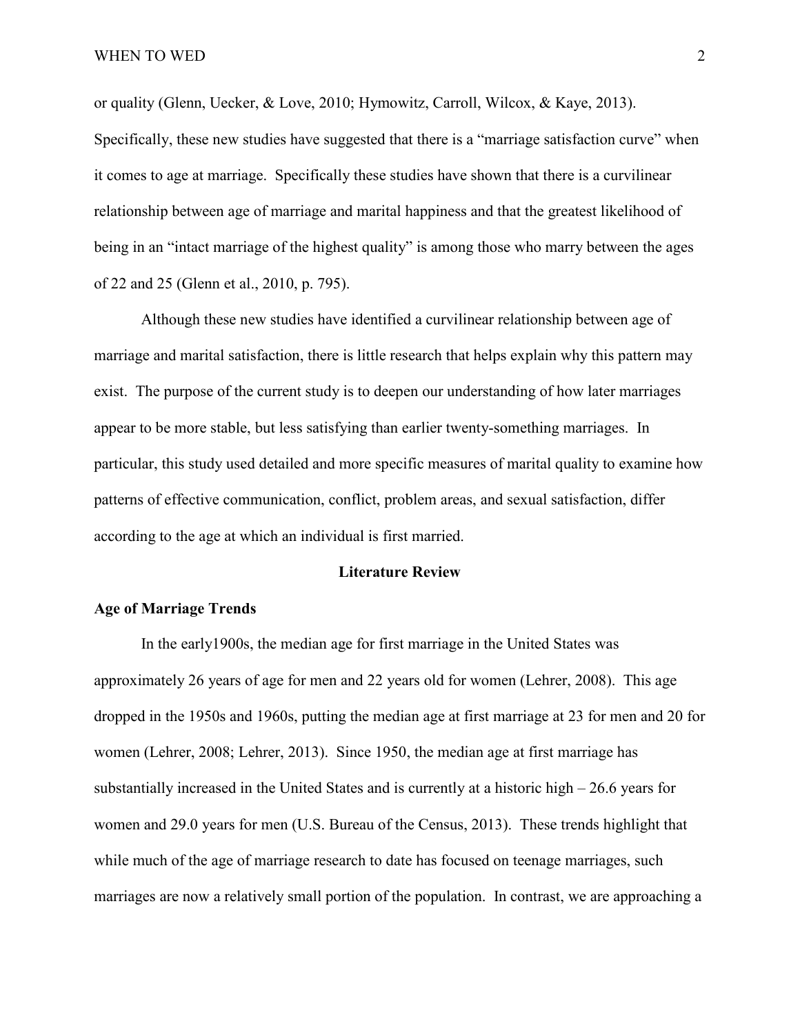or quality (Glenn, Uecker, & Love, 2010; Hymowitz, Carroll, Wilcox, & Kaye, 2013). Specifically, these new studies have suggested that there is a "marriage satisfaction curve" when it comes to age at marriage. Specifically these studies have shown that there is a curvilinear relationship between age of marriage and marital happiness and that the greatest likelihood of being in an "intact marriage of the highest quality" is among those who marry between the ages of 22 and 25 (Glenn et al., 2010, p. 795).

Although these new studies have identified a curvilinear relationship between age of marriage and marital satisfaction, there is little research that helps explain why this pattern may exist. The purpose of the current study is to deepen our understanding of how later marriages appear to be more stable, but less satisfying than earlier twenty-something marriages. In particular, this study used detailed and more specific measures of marital quality to examine how patterns of effective communication, conflict, problem areas, and sexual satisfaction, differ according to the age at which an individual is first married.

## Literature Review

### Age of Marriage Trends

In the early1900s, the median age for first marriage in the United States was approximately 26 years of age for men and 22 years old for women (Lehrer, 2008). This age dropped in the 1950s and 1960s, putting the median age at first marriage at 23 for men and 20 for women (Lehrer, 2008; Lehrer, 2013). Since 1950, the median age at first marriage has substantially increased in the United States and is currently at a historic high – 26.6 years for women and 29.0 years for men (U.S. Bureau of the Census, 2013). These trends highlight that while much of the age of marriage research to date has focused on teenage marriages, such marriages are now a relatively small portion of the population. In contrast, we are approaching a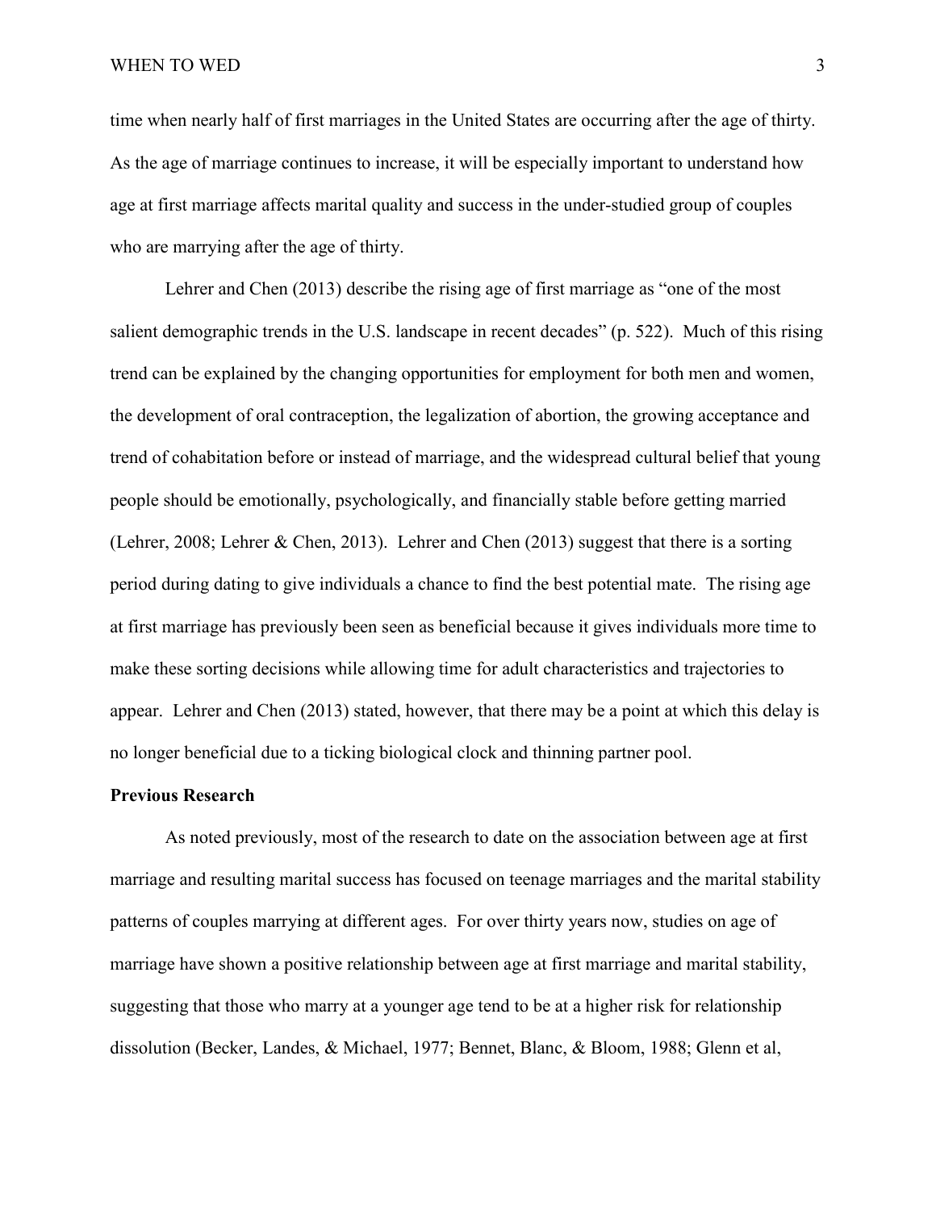time when nearly half of first marriages in the United States are occurring after the age of thirty. As the age of marriage continues to increase, it will be especially important to understand how age at first marriage affects marital quality and success in the under-studied group of couples who are marrying after the age of thirty.

Lehrer and Chen (2013) describe the rising age of first marriage as "one of the most salient demographic trends in the U.S. landscape in recent decades" (p. 522). Much of this rising trend can be explained by the changing opportunities for employment for both men and women, the development of oral contraception, the legalization of abortion, the growing acceptance and trend of cohabitation before or instead of marriage, and the widespread cultural belief that young people should be emotionally, psychologically, and financially stable before getting married (Lehrer, 2008; Lehrer & Chen, 2013). Lehrer and Chen (2013) suggest that there is a sorting period during dating to give individuals a chance to find the best potential mate. The rising age at first marriage has previously been seen as beneficial because it gives individuals more time to make these sorting decisions while allowing time for adult characteristics and trajectories to appear. Lehrer and Chen (2013) stated, however, that there may be a point at which this delay is no longer beneficial due to a ticking biological clock and thinning partner pool.

## Previous Research

As noted previously, most of the research to date on the association between age at first marriage and resulting marital success has focused on teenage marriages and the marital stability patterns of couples marrying at different ages. For over thirty years now, studies on age of marriage have shown a positive relationship between age at first marriage and marital stability, suggesting that those who marry at a younger age tend to be at a higher risk for relationship dissolution (Becker, Landes, & Michael, 1977; Bennet, Blanc, & Bloom, 1988; Glenn et al,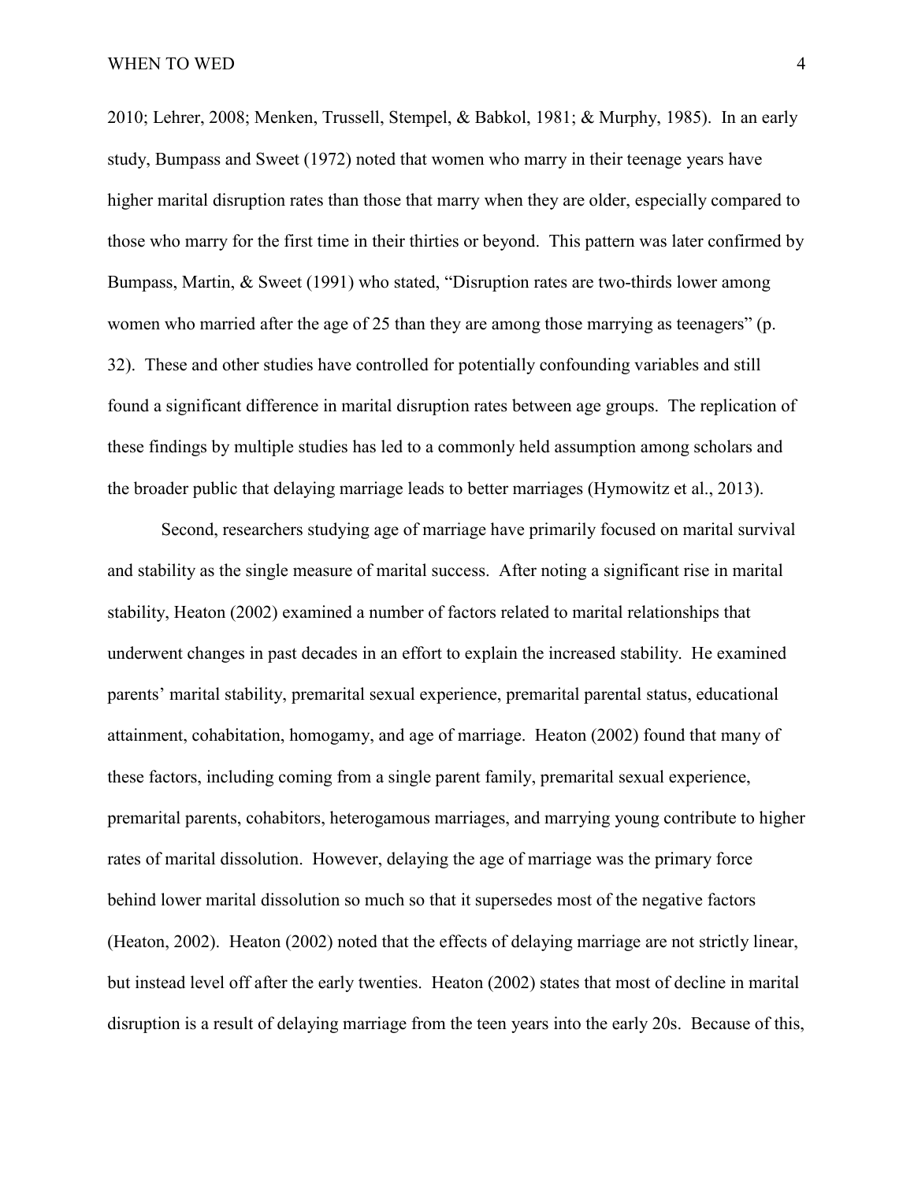2010; Lehrer, 2008; Menken, Trussell, Stempel, & Babkol, 1981; & Murphy, 1985). In an early study, Bumpass and Sweet (1972) noted that women who marry in their teenage years have higher marital disruption rates than those that marry when they are older, especially compared to those who marry for the first time in their thirties or beyond. This pattern was later confirmed by Bumpass, Martin, & Sweet (1991) who stated, “Disruption rates are two-thirds lower among women who married after the age of 25 than they are among those marrying as teenagers” (p. 32). These and other studies have controlled for potentially confounding variables and still found a significant difference in marital disruption rates between age groups. The replication of these findings by multiple studies has led to a commonly held assumption among scholars and the broader public that delaying marriage leads to better marriages (Hymowitz et al., 2013).

Second, researchers studying age of marriage have primarily focused on marital survival and stability as the single measure of marital success. After noting a significant rise in marital stability, Heaton (2002) examined a number of factors related to marital relationships that underwent changes in past decades in an effort to explain the increased stability. He examined parents’ marital stability, premarital sexual experience, premarital parental status, educational attainment, cohabitation, homogamy, and age of marriage. Heaton (2002) found that many of these factors, including coming from a single parent family, premarital sexual experience, premarital parents, cohabitors, heterogamous marriages, and marrying young contribute to higher rates of marital dissolution. However, delaying the age of marriage was the primary force behind lower marital dissolution so much so that it supersedes most of the negative factors (Heaton, 2002). Heaton (2002) noted that the effects of delaying marriage are not strictly linear, but instead level off after the early twenties. Heaton (2002) states that most of decline in marital disruption is a result of delaying marriage from the teen years into the early 20s. Because of this,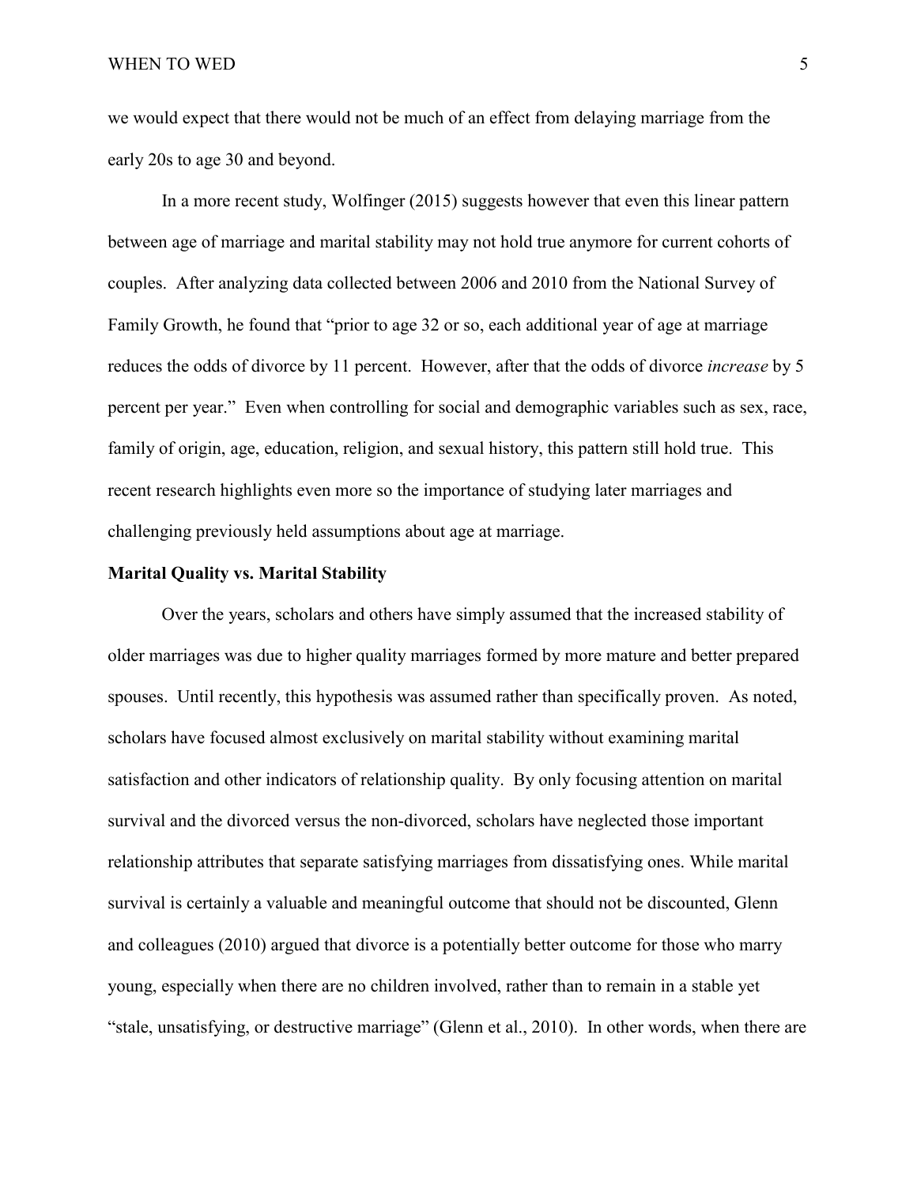we would expect that there would not be much of an effect from delaying marriage from the early 20s to age 30 and beyond.

In a more recent study, Wolfinger (2015) suggests however that even this linear pattern between age of marriage and marital stability may not hold true anymore for current cohorts of couples. After analyzing data collected between 2006 and 2010 from the National Survey of Family Growth, he found that "prior to age 32 or so, each additional year of age at marriage reduces the odds of divorce by 11 percent. However, after that the odds of divorce *increase* by 5 percent per year." Even when controlling for social and demographic variables such as sex, race, family of origin, age, education, religion, and sexual history, this pattern still hold true. This recent research highlights even more so the importance of studying later marriages and challenging previously held assumptions about age at marriage.

**Marital Quality vs. Marital Stability**

Over the years, scholars and others have simply assumed that the increased stability of older marriages was due to higher quality marriages formed by more mature and better prepared spouses. Until recently, this hypothesis was assumed rather than specifically proven. As noted, scholars have focused almost exclusively on marital stability without examining marital satisfaction and other indicators of relationship quality. By only focusing attention on marital survival and the divorced versus the non-divorced, scholars have neglected those important relationship attributes that separate satisfying marriages from dissatisfying ones. While marital survival is certainly a valuable and meaningful outcome that should not be discounted, Glenn and colleagues (2010) argued that divorce is a potentially better outcome for those who marry young, especially when there are no children involved, rather than to remain in a stable yet "stale, unsatisfying, or destructive marriage" (Glenn et al., 2010). In other words, when there are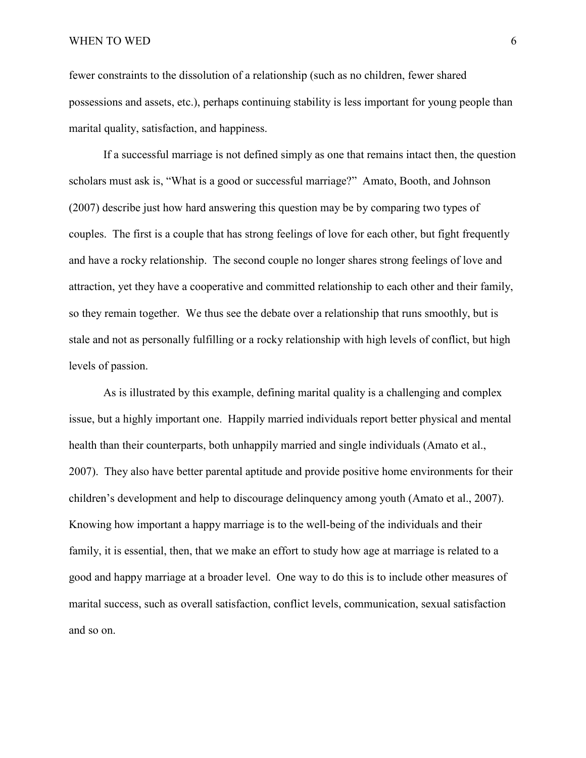fewer constraints to the dissolution of a relationship (such as no children, fewer shared possessions and assets, etc.), perhaps continuing stability is less important for young people than marital quality, satisfaction, and happiness.

If a successful marriage is not defined simply as one that remains intact then, the question scholars must ask is, "What is a good or successful marriage?" Amato, Booth, and Johnson (2007) describe just how hard answering this question may be by comparing two types of couples. The first is a couple that has strong feelings of love for each other, but fight frequently and have a rocky relationship. The second couple no longer shares strong feelings of love and attraction, yet they have a cooperative and committed relationship to each other and their family, so they remain together. We thus see the debate over a relationship that runs smoothly, but is stale and not as personally fulfilling or a rocky relationship with high levels of conflict, but high levels of passion.

As is illustrated by this example, defining marital quality is a challenging and complex issue, but a highly important one. Happily married individuals report better physical and mental health than their counterparts, both unhappily married and single individuals (Amato et al., 2007). They also have better parental aptitude and provide positive home environments for their children's development and help to discourage delinquency among youth (Amato et al., 2007). Knowing how important a happy marriage is to the well-being of the individuals and their family, it is essential, then, that we make an effort to study how age at marriage is related to a good and happy marriage at a broader level. One way to do this is to include other measures of marital success, such as overall satisfaction, conflict levels, communication, sexual satisfaction and so on.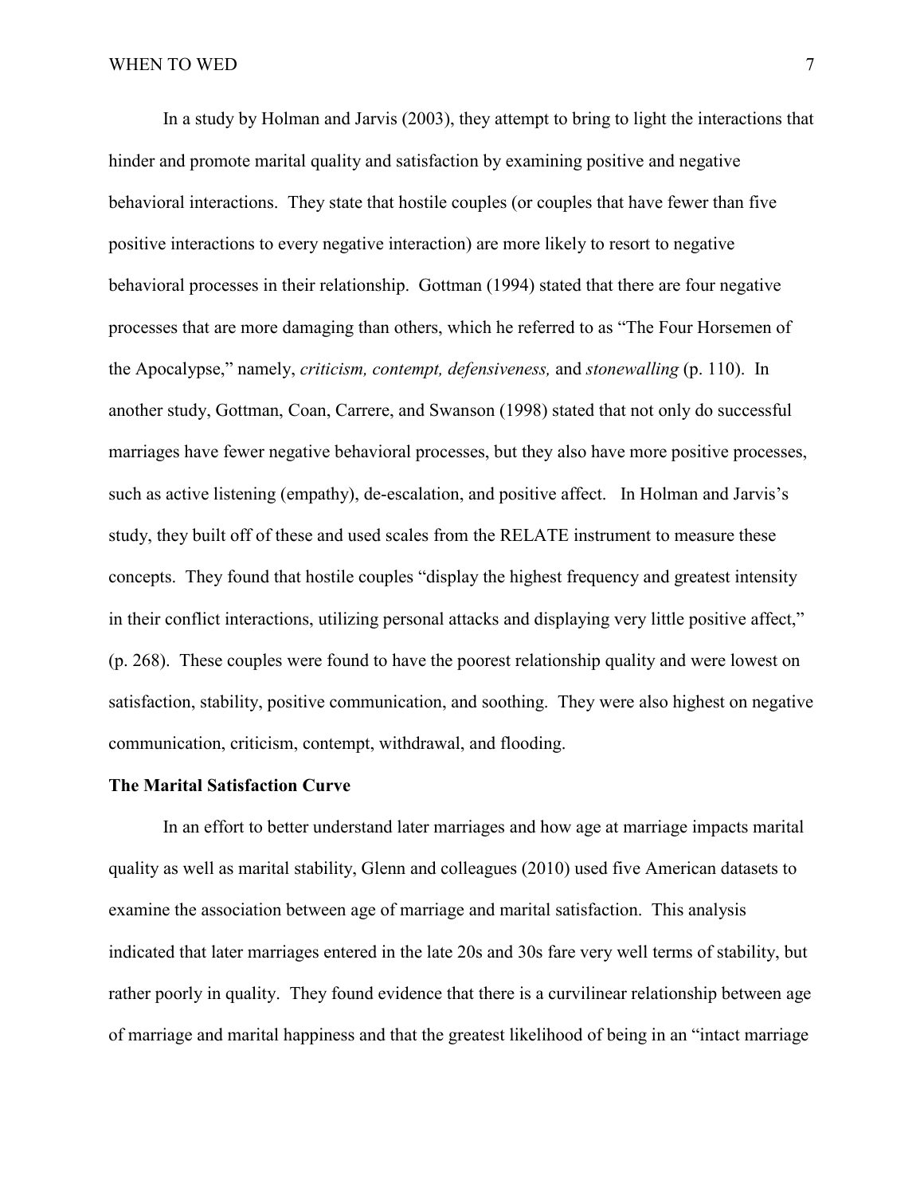In a study by Holman and Jarvis (2003), they attempt to bring to light the interactions that hinder and promote marital quality and satisfaction by examining positive and negative behavioral interactions. They state that hostile couples (or couples that have fewer than five positive interactions to every negative interaction) are more likely to resort to negative behavioral processes in their relationship. Gottman (1994) stated that there are four negative processes that are more damaging than others, which he referred to as "The Four Horsemen of the Apocalypse," namely, *criticism, contempt, defensiveness,* and *stonewalling* (p. 110). In another study, Gottman, Coan, Carrere, and Swanson (1998) stated that not only do successful marriages have fewer negative behavioral processes, but they also have more positive processes, such as active listening (empathy), de-escalation, and positive affect. In Holman and Jarvis's study, they built off of these and used scales from the RELATE instrument to measure these concepts. They found that hostile couples "display the highest frequency and greatest intensity in their conflict interactions, utilizing personal attacks and displaying very little positive affect," (p. 268). These couples were found to have the poorest relationship quality and were lowest on satisfaction, stability, positive communication, and soothing. They were also highest on negative communication, criticism, contempt, withdrawal, and flooding.

**The Marital Satisfaction Curve**

In an effort to better understand later marriages and how age at marriage impacts marital quality as well as marital stability, Glenn and colleagues (2010) used five American datasets to examine the association between age of marriage and marital satisfaction. This analysis indicated that later marriages entered in the late 20s and 30s fare very well terms of stability, but rather poorly in quality. They found evidence that there is a curvilinear relationship between age of marriage and marital happiness and that the greatest likelihood of being in an "intact marriage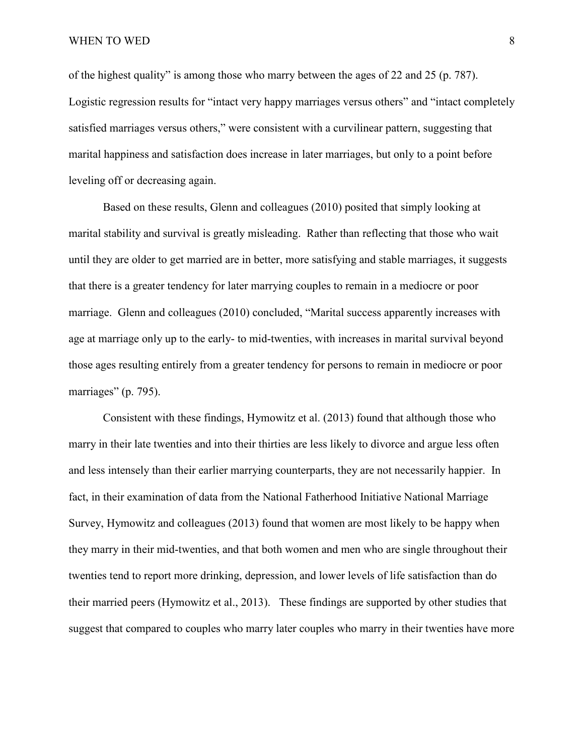of the highest quality" is among those who marry between the ages of 22 and 25 (p. 787). Logistic regression results for "intact very happy marriages versus others" and "intact completely satisfied marriages versus others," were consistent with a curvilinear pattern, suggesting that marital happiness and satisfaction does increase in later marriages, but only to a point before leveling off or decreasing again.

Based on these results, Glenn and colleagues (2010) posited that simply looking at marital stability and survival is greatly misleading. Rather than reflecting that those who wait until they are older to get married are in better, more satisfying and stable marriages, it suggests that there is a greater tendency for later marrying couples to remain in a mediocre or poor marriage. Glenn and colleagues (2010) concluded, "Marital success apparently increases with age at marriage only up to the early- to mid-twenties, with increases in marital survival beyond those ages resulting entirely from a greater tendency for persons to remain in mediocre or poor marriages" (p. 795).

Consistent with these findings, Hymowitz et al. (2013) found that although those who marry in their late twenties and into their thirties are less likely to divorce and argue less often and less intensely than their earlier marrying counterparts, they are not necessarily happier. In fact, in their examination of data from the National Fatherhood Initiative National Marriage Survey, Hymowitz and colleagues (2013) found that women are most likely to be happy when they marry in their mid-twenties, and that both women and men who are single throughout their twenties tend to report more drinking, depression, and lower levels of life satisfaction than do their married peers (Hymowitz et al., 2013). These findings are supported by other studies that suggest that compared to couples who marry later couples who marry in their twenties have more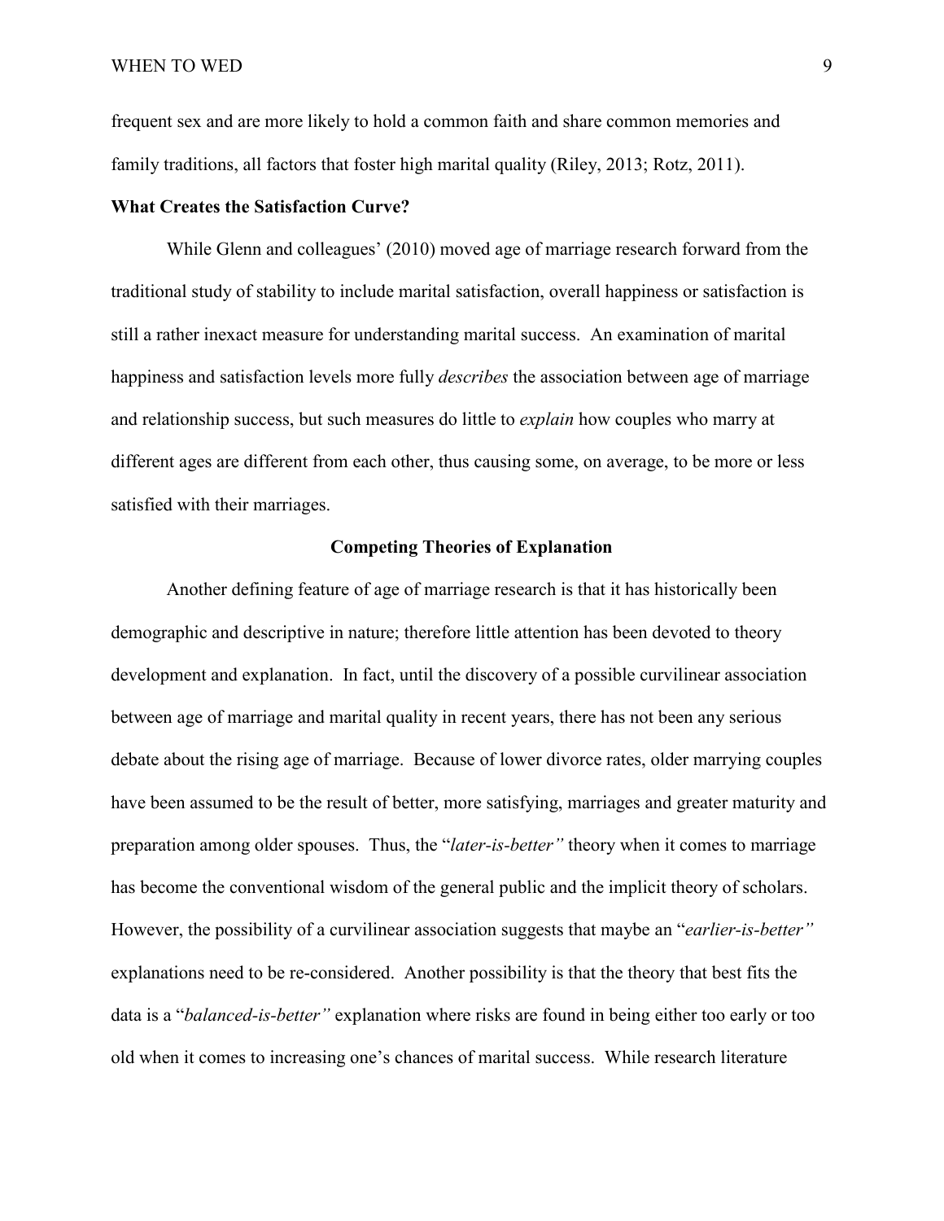frequent sex and are more likely to hold a common faith and share common memories and family traditions, all factors that foster high marital quality (Riley, 2013; Rotz, 2011).

### What Creates the Satisfaction Curve?

While Glenn and colleagues' (2010) moved age of marriage research forward from the traditional study of stability to include marital satisfaction, overall happiness or satisfaction is still a rather inexact measure for understanding marital success. An examination of marital happiness and satisfaction levels more fully *describes* the association between age of marriage and relationship success, but such measures do little to *explain* how couples who marry at different ages are different from each other, thus causing some, on average, to be more or less satisfied with their marriages.

## Competing Theories of Explanation

Another defining feature of age of marriage research is that it has historically been demographic and descriptive in nature; therefore little attention has been devoted to theory development and explanation. In fact, until the discovery of a possible curvilinear association between age of marriage and marital quality in recent years, there has not been any serious debate about the rising age of marriage. Because of lower divorce rates, older marrying couples have been assumed to be the result of better, more satisfying, marriages and greater maturity and preparation among older spouses. Thus, the "*later-is-better"* theory when it comes to marriage has become the conventional wisdom of the general public and the implicit theory of scholars. However, the possibility of a curvilinear association suggests that maybe an "*earlier-is-better"* explanations need to be re-considered. Another possibility is that the theory that best fits the data is a "*balanced-is-better"* explanation where risks are found in being either too early or too old when it comes to increasing one's chances of marital success. While research literature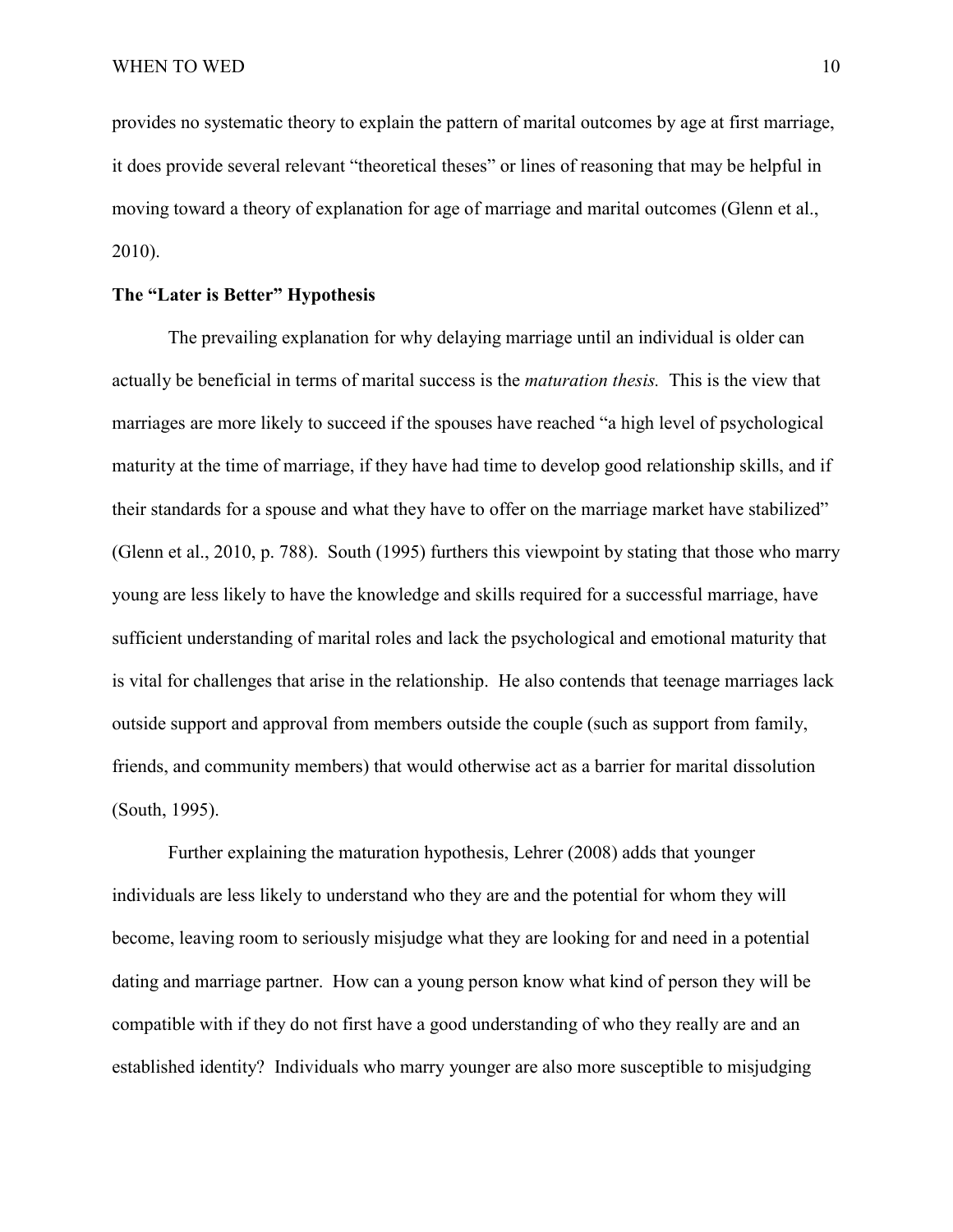provides no systematic theory to explain the pattern of marital outcomes by age at first marriage, it does provide several relevant "theoretical theses" or lines of reasoning that may be helpful in moving toward a theory of explanation for age of marriage and marital outcomes (Glenn et al., 2010).

### The "Later is Better" Hypothesis

The prevailing explanation for why delaying marriage until an individual is older can actually be beneficial in terms of marital success is the *maturation thesis.* This is the view that marriages are more likely to succeed if the spouses have reached "a high level of psychological maturity at the time of marriage, if they have had time to develop good relationship skills, and if their standards for a spouse and what they have to offer on the marriage market have stabilized" (Glenn et al., 2010, p. 788). South (1995) furthers this viewpoint by stating that those who marry young are less likely to have the knowledge and skills required for a successful marriage, have sufficient understanding of marital roles and lack the psychological and emotional maturity that is vital for challenges that arise in the relationship. He also contends that teenage marriages lack outside support and approval from members outside the couple (such as support from family, friends, and community members) that would otherwise act as a barrier for marital dissolution (South, 1995).

Further explaining the maturation hypothesis, Lehrer (2008) adds that younger individuals are less likely to understand who they are and the potential for whom they will become, leaving room to seriously misjudge what they are looking for and need in a potential dating and marriage partner. How can a young person know what kind of person they will be compatible with if they do not first have a good understanding of who they really are and an established identity? Individuals who marry younger are also more susceptible to misjudging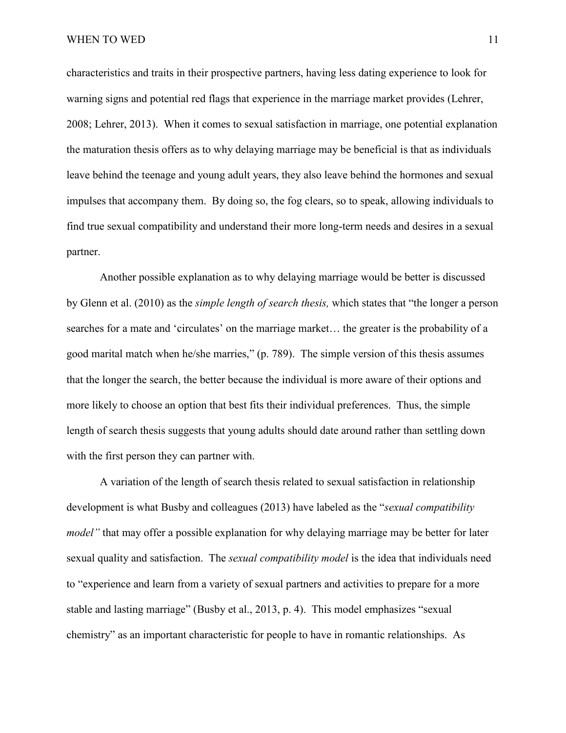characteristics and traits in their prospective partners, having less dating experience to look for warning signs and potential red flags that experience in the marriage market provides (Lehrer, 2008; Lehrer, 2013). When it comes to sexual satisfaction in marriage, one potential explanation the maturation thesis offers as to why delaying marriage may be beneficial is that as individuals leave behind the teenage and young adult years, they also leave behind the hormones and sexual impulses that accompany them. By doing so, the fog clears, so to speak, allowing individuals to find true sexual compatibility and understand their more long-term needs and desires in a sexual partner.

Another possible explanation as to why delaying marriage would be better is discussed by Glenn et al. (2010) as the *simple length of search thesis,* which states that "the longer a person searches for a mate and 'circulates' on the marriage market… the greater is the probability of a good marital match when he/she marries," (p. 789). The simple version of this thesis assumes that the longer the search, the better because the individual is more aware of their options and more likely to choose an option that best fits their individual preferences. Thus, the simple length of search thesis suggests that young adults should date around rather than settling down with the first person they can partner with.

A variation of the length of search thesis related to sexual satisfaction in relationship development is what Busby and colleagues (2013) have labeled as the "*sexual compatibility model"* that may offer a possible explanation for why delaying marriage may be better for later sexual quality and satisfaction. The *sexual compatibility model* is the idea that individuals need to "experience and learn from a variety of sexual partners and activities to prepare for a more stable and lasting marriage" (Busby et al., 2013, p. 4). This model emphasizes "sexual chemistry" as an important characteristic for people to have in romantic relationships. As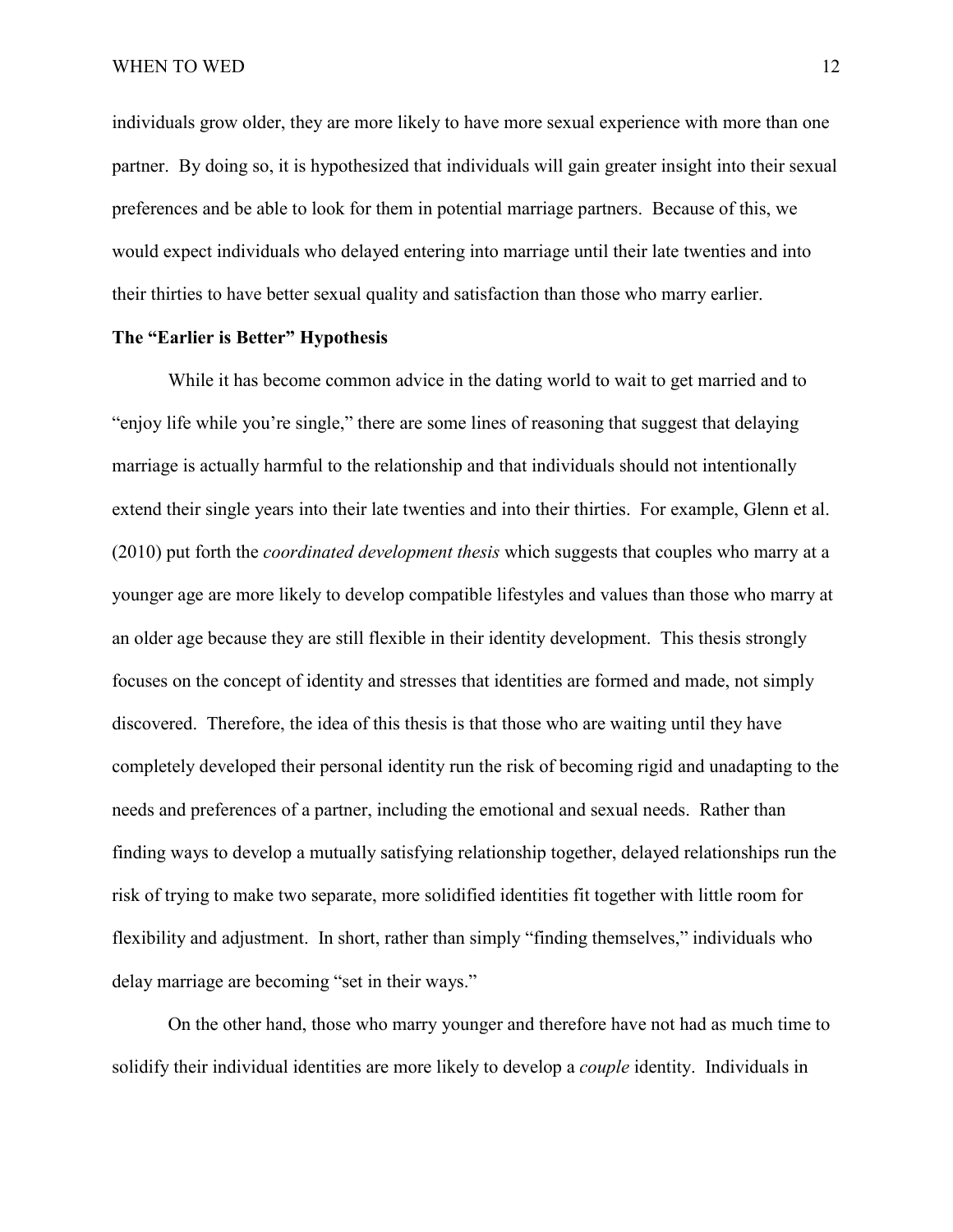individuals grow older, they are more likely to have more sexual experience with more than one partner. By doing so, it is hypothesized that individuals will gain greater insight into their sexual preferences and be able to look for them in potential marriage partners. Because of this, we would expect individuals who delayed entering into marriage until their late twenties and into their thirties to have better sexual quality and satisfaction than those who marry earlier.

**The "Earlier is Better" Hypothesis**

While it has become common advice in the dating world to wait to get married and to "enjoy life while you're single," there are some lines of reasoning that suggest that delaying marriage is actually harmful to the relationship and that individuals should not intentionally extend their single years into their late twenties and into their thirties. For example, Glenn et al. (2010) put forth the *coordinated development thesis* which suggests that couples who marry at a younger age are more likely to develop compatible lifestyles and values than those who marry at an older age because they are still flexible in their identity development. This thesis strongly focuses on the concept of identity and stresses that identities are formed and made, not simply discovered. Therefore, the idea of this thesis is that those who are waiting until they have completely developed their personal identity run the risk of becoming rigid and unadapting to the needs and preferences of a partner, including the emotional and sexual needs. Rather than finding ways to develop a mutually satisfying relationship together, delayed relationships run the risk of trying to make two separate, more solidified identities fit together with little room for flexibility and adjustment. In short, rather than simply "finding themselves," individuals who delay marriage are becoming "set in their ways."

On the other hand, those who marry younger and therefore have not had as much time to solidify their individual identities are more likely to develop a *couple* identity. Individuals in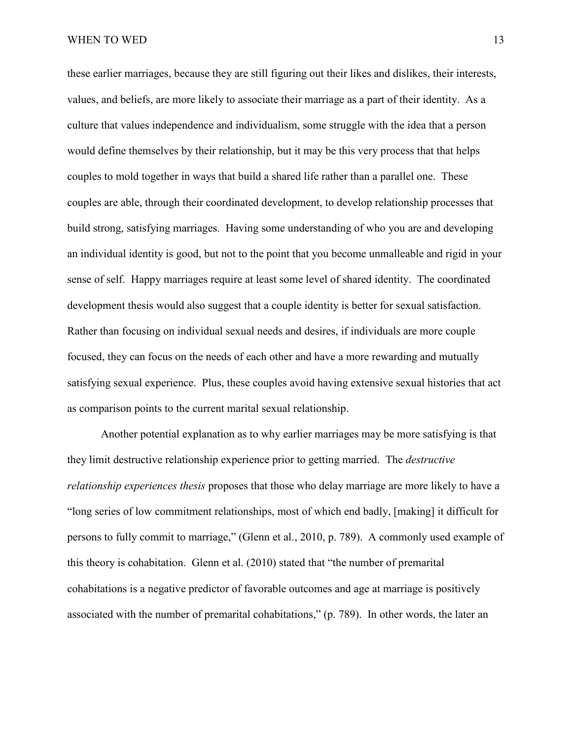these earlier marriages, because they are still figuring out their likes and dislikes, their interests, values, and beliefs, are more likely to associate their marriage as a part of their identity. As a culture that values independence and individualism, some struggle with the idea that a person would define themselves by their relationship, but it may be this very process that that helps couples to mold together in ways that build a shared life rather than a parallel one. These couples are able, through their coordinated development, to develop relationship processes that build strong, satisfying marriages. Having some understanding of who you are and developing an individual identity is good, but not to the point that you become unmalleable and rigid in your sense of self. Happy marriages require at least some level of shared identity. The coordinated development thesis would also suggest that a couple identity is better for sexual satisfaction. Rather than focusing on individual sexual needs and desires, if individuals are more couple focused, they can focus on the needs of each other and have a more rewarding and mutually satisfying sexual experience. Plus, these couples avoid having extensive sexual histories that act as comparison points to the current marital sexual relationship.

Another potential explanation as to why earlier marriages may be more satisfying is that they limit destructive relationship experience prior to getting married. The *destructive relationship experiences thesis* proposes that those who delay marriage are more likely to have a "long series of low commitment relationships, most of which end badly, [making] it difficult for persons to fully commit to marriage," (Glenn et al., 2010, p. 789). A commonly used example of this theory is cohabitation. Glenn et al. (2010) stated that "the number of premarital cohabitations is a negative predictor of favorable outcomes and age at marriage is positively associated with the number of premarital cohabitations," (p. 789). In other words, the later an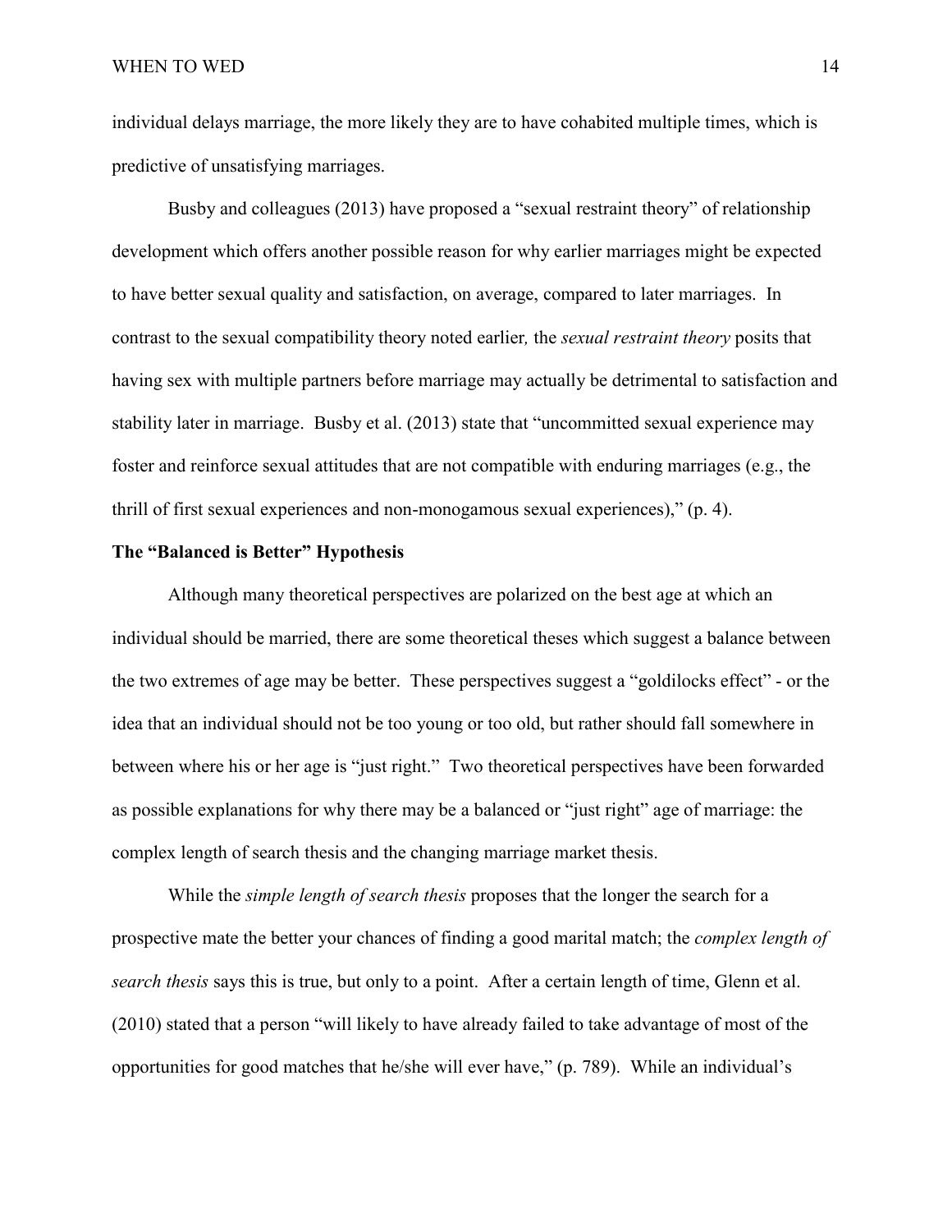individual delays marriage, the more likely they are to have cohabited multiple times, which is predictive of unsatisfying marriages.

Busby and colleagues (2013) have proposed a "sexual restraint theory" of relationship development which offers another possible reason for why earlier marriages might be expected to have better sexual quality and satisfaction, on average, compared to later marriages. In contrast to the sexual compatibility theory noted earlier*,* the *sexual restraint theory* posits that having sex with multiple partners before marriage may actually be detrimental to satisfaction and stability later in marriage. Busby et al. (2013) state that "uncommitted sexual experience may foster and reinforce sexual attitudes that are not compatible with enduring marriages (e.g., the thrill of first sexual experiences and non-monogamous sexual experiences)," (p. 4).

**The "Balanced is Better" Hypothesis**

Although many theoretical perspectives are polarized on the best age at which an individual should be married, there are some theoretical theses which suggest a balance between the two extremes of age may be better. These perspectives suggest a "goldilocks effect" - or the idea that an individual should not be too young or too old, but rather should fall somewhere in between where his or her age is "just right." Two theoretical perspectives have been forwarded as possible explanations for why there may be a balanced or "just right" age of marriage: the complex length of search thesis and the changing marriage market thesis.

While the *simple length of search thesis* proposes that the longer the search for a prospective mate the better your chances of finding a good marital match; the *complex length of search thesis* says this is true, but only to a point. After a certain length of time, Glenn et al. (2010) stated that a person "will likely to have already failed to take advantage of most of the opportunities for good matches that he/she will ever have," (p. 789). While an individual's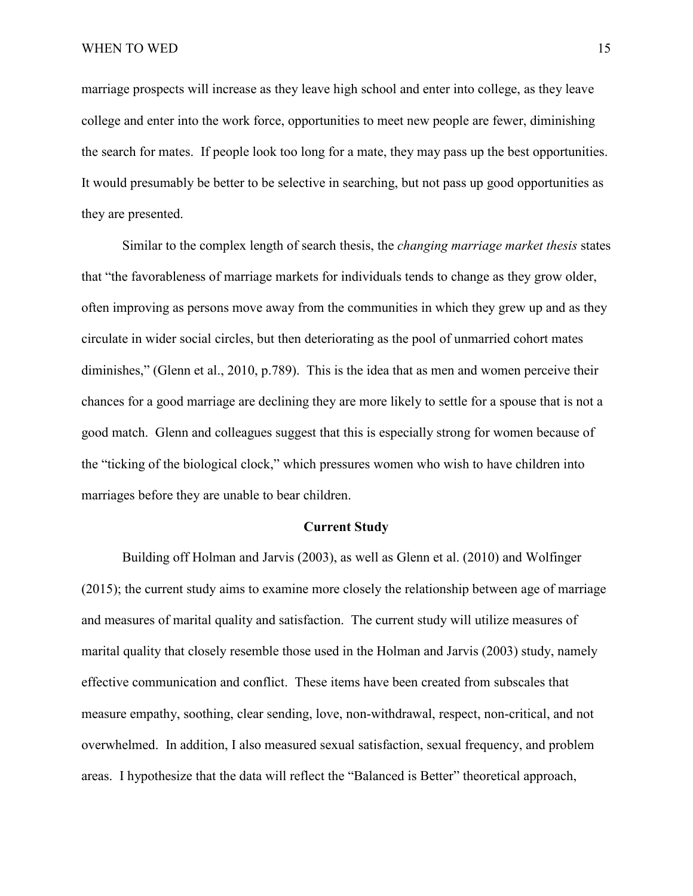marriage prospects will increase as they leave high school and enter into college, as they leave college and enter into the work force, opportunities to meet new people are fewer, diminishing the search for mates. If people look too long for a mate, they may pass up the best opportunities. It would presumably be better to be selective in searching, but not pass up good opportunities as they are presented.

Similar to the complex length of search thesis, the *changing marriage market thesis* states that "the favorableness of marriage markets for individuals tends to change as they grow older, often improving as persons move away from the communities in which they grew up and as they circulate in wider social circles, but then deteriorating as the pool of unmarried cohort mates diminishes," (Glenn et al., 2010, p.789). This is the idea that as men and women perceive their chances for a good marriage are declining they are more likely to settle for a spouse that is not a good match. Glenn and colleagues suggest that this is especially strong for women because of the "ticking of the biological clock," which pressures women who wish to have children into marriages before they are unable to bear children.

## Current Study

Building off Holman and Jarvis (2003), as well as Glenn et al. (2010) and Wolfinger (2015); the current study aims to examine more closely the relationship between age of marriage and measures of marital quality and satisfaction. The current study will utilize measures of marital quality that closely resemble those used in the Holman and Jarvis (2003) study, namely effective communication and conflict. These items have been created from subscales that measure empathy, soothing, clear sending, love, non-withdrawal, respect, non-critical, and not overwhelmed. In addition, I also measured sexual satisfaction, sexual frequency, and problem areas. I hypothesize that the data will reflect the "Balanced is Better" theoretical approach,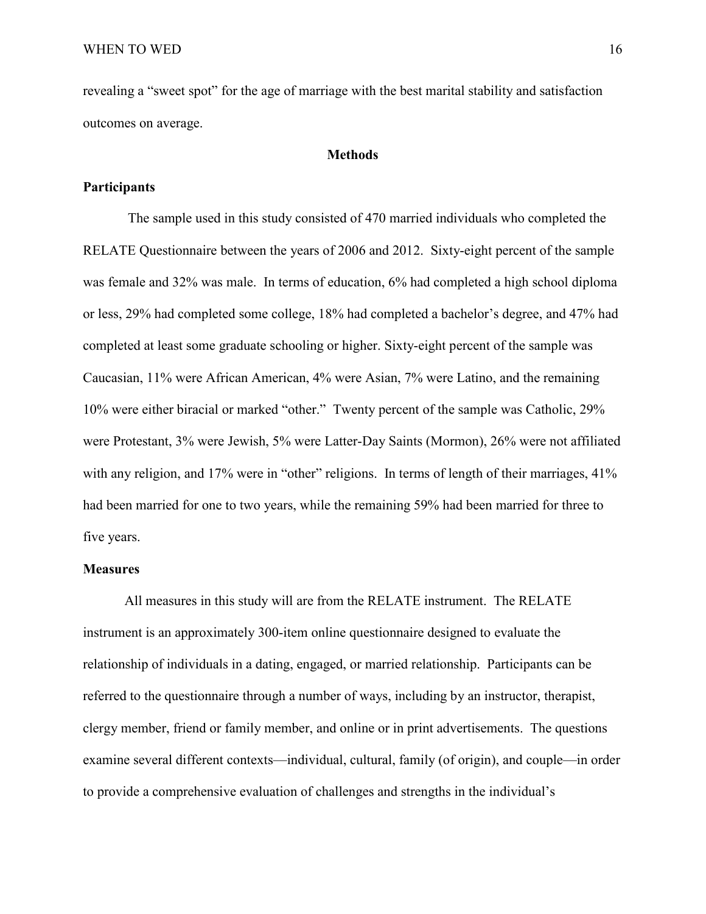revealing a "sweet spot" for the age of marriage with the best marital stability and satisfaction outcomes on average.

## Methods

### Participants

The sample used in this study consisted of 470 married individuals who completed the RELATE Questionnaire between the years of 2006 and 2012. Sixty-eight percent of the sample was female and 32% was male. In terms of education, 6% had completed a high school diploma or less, 29% had completed some college, 18% had completed a bachelor's degree, and 47% had completed at least some graduate schooling or higher. Sixty-eight percent of the sample was Caucasian, 11% were African American, 4% were Asian, 7% were Latino, and the remaining 10% were either biracial or marked "other." Twenty percent of the sample was Catholic, 29% were Protestant, 3% were Jewish, 5% were Latter-Day Saints (Mormon), 26% were not affiliated with any religion, and 17% were in "other" religions. In terms of length of their marriages, 41% had been married for one to two years, while the remaining 59% had been married for three to five years.

### Measures

All measures in this study will are from the RELATE instrument. The RELATE instrument is an approximately 300-item online questionnaire designed to evaluate the relationship of individuals in a dating, engaged, or married relationship. Participants can be referred to the questionnaire through a number of ways, including by an instructor, therapist, clergy member, friend or family member, and online or in print advertisements. The questions examine several different contexts—individual, cultural, family (of origin), and couple—in order to provide a comprehensive evaluation of challenges and strengths in the individual's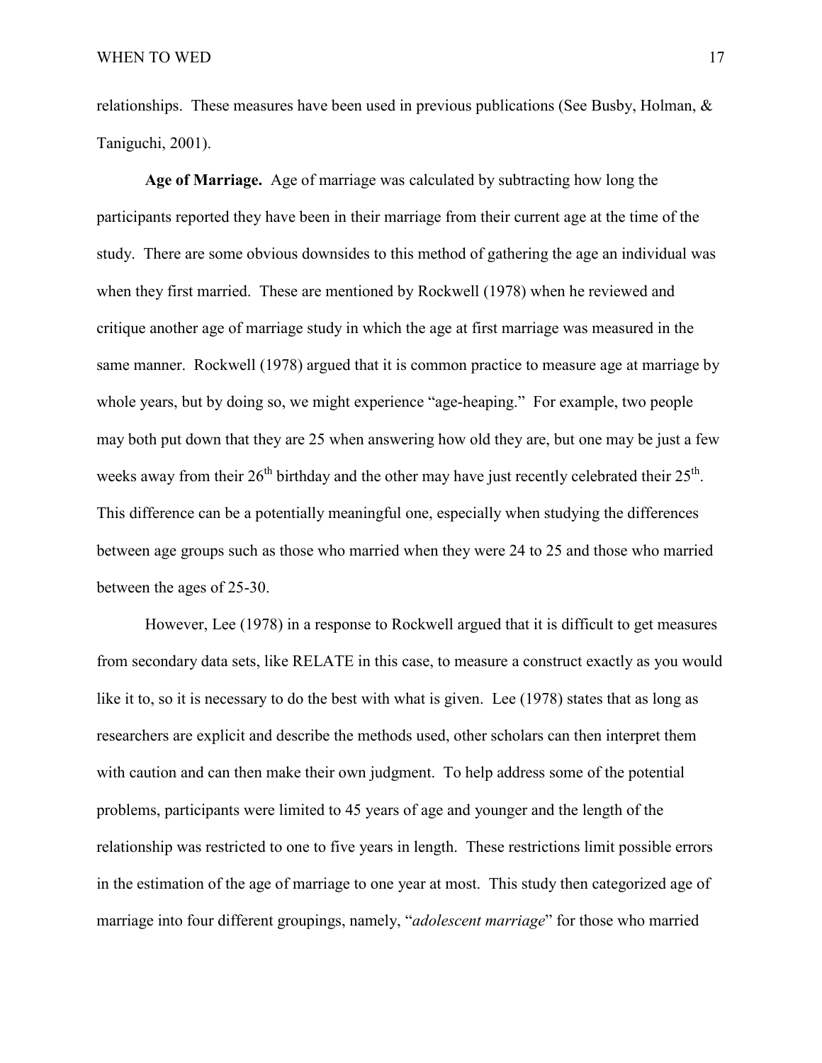relationships. These measures have been used in previous publications (See Busby, Holman, & Taniguchi, 2001).

**Age of Marriage.** Age of marriage was calculated by subtracting how long the participants reported they have been in their marriage from their current age at the time of the study. There are some obvious downsides to this method of gathering the age an individual was when they first married. These are mentioned by Rockwell (1978) when he reviewed and critique another age of marriage study in which the age at first marriage was measured in the same manner. Rockwell (1978) argued that it is common practice to measure age at marriage by whole years, but by doing so, we might experience "age-heaping." For example, two people may both put down that they are 25 when answering how old they are, but one may be just a few weeks away from their 26th birthday and the other may have just recently celebrated their 25th. This difference can be a potentially meaningful one, especially when studying the differences between age groups such as those who married when they were 24 to 25 and those who married between the ages of 25-30.

However, Lee (1978) in a response to Rockwell argued that it is difficult to get measures from secondary data sets, like RELATE in this case, to measure a construct exactly as you would like it to, so it is necessary to do the best with what is given. Lee (1978) states that as long as researchers are explicit and describe the methods used, other scholars can then interpret them with caution and can then make their own judgment. To help address some of the potential problems, participants were limited to 45 years of age and younger and the length of the relationship was restricted to one to five years in length. These restrictions limit possible errors in the estimation of the age of marriage to one year at most. This study then categorized age of marriage into four different groupings, namely, "*adolescent marriage*" for those who married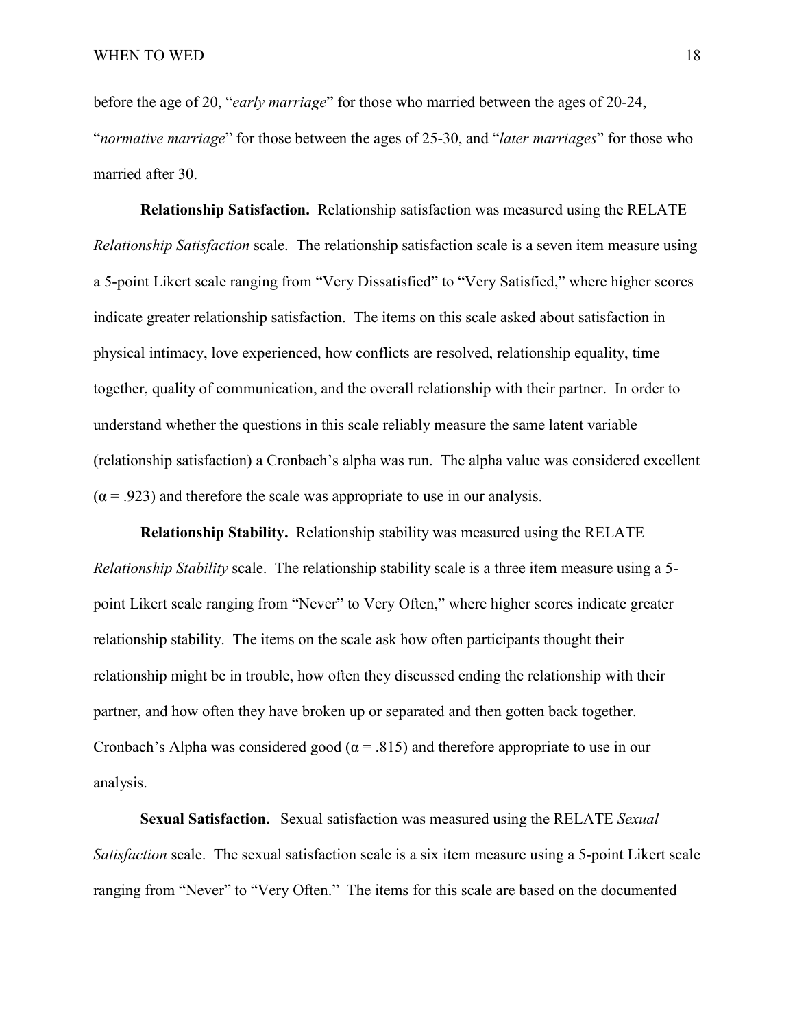before the age of 20, "*early marriage*" for those who married between the ages of 20-24, "*normative marriage*" for those between the ages of 25-30, and "*later marriages*" for those who married after 30.

**Relationship Satisfaction.** Relationship satisfaction was measured using the RELATE *Relationship Satisfaction* scale. The relationship satisfaction scale is a seven item measure using a 5-point Likert scale ranging from "Very Dissatisfied" to "Very Satisfied," where higher scores indicate greater relationship satisfaction. The items on this scale asked about satisfaction in physical intimacy, love experienced, how conflicts are resolved, relationship equality, time together, quality of communication, and the overall relationship with their partner. In order to understand whether the questions in this scale reliably measure the same latent variable (relationship satisfaction) a Cronbach's alpha was run. The alpha value was considered excellent ($\alpha = .923$) and therefore the scale was appropriate to use in our analysis.

**Relationship Stability.** Relationship stability was measured using the RELATE *Relationship Stability* scale. The relationship stability scale is a three item measure using a 5-point Likert scale ranging from "Never" to Very Often," where higher scores indicate greater relationship stability. The items on the scale ask how often participants thought their relationship might be in trouble, how often they discussed ending the relationship with their partner, and how often they have broken up or separated and then gotten back together. Cronbach's Alpha was considered good ($\alpha = .815$) and therefore appropriate to use in our analysis.

**Sexual Satisfaction.** Sexual satisfaction was measured using the RELATE *Sexual Satisfaction* scale. The sexual satisfaction scale is a six item measure using a 5-point Likert scale ranging from "Never" to "Very Often." The items for this scale are based on the documented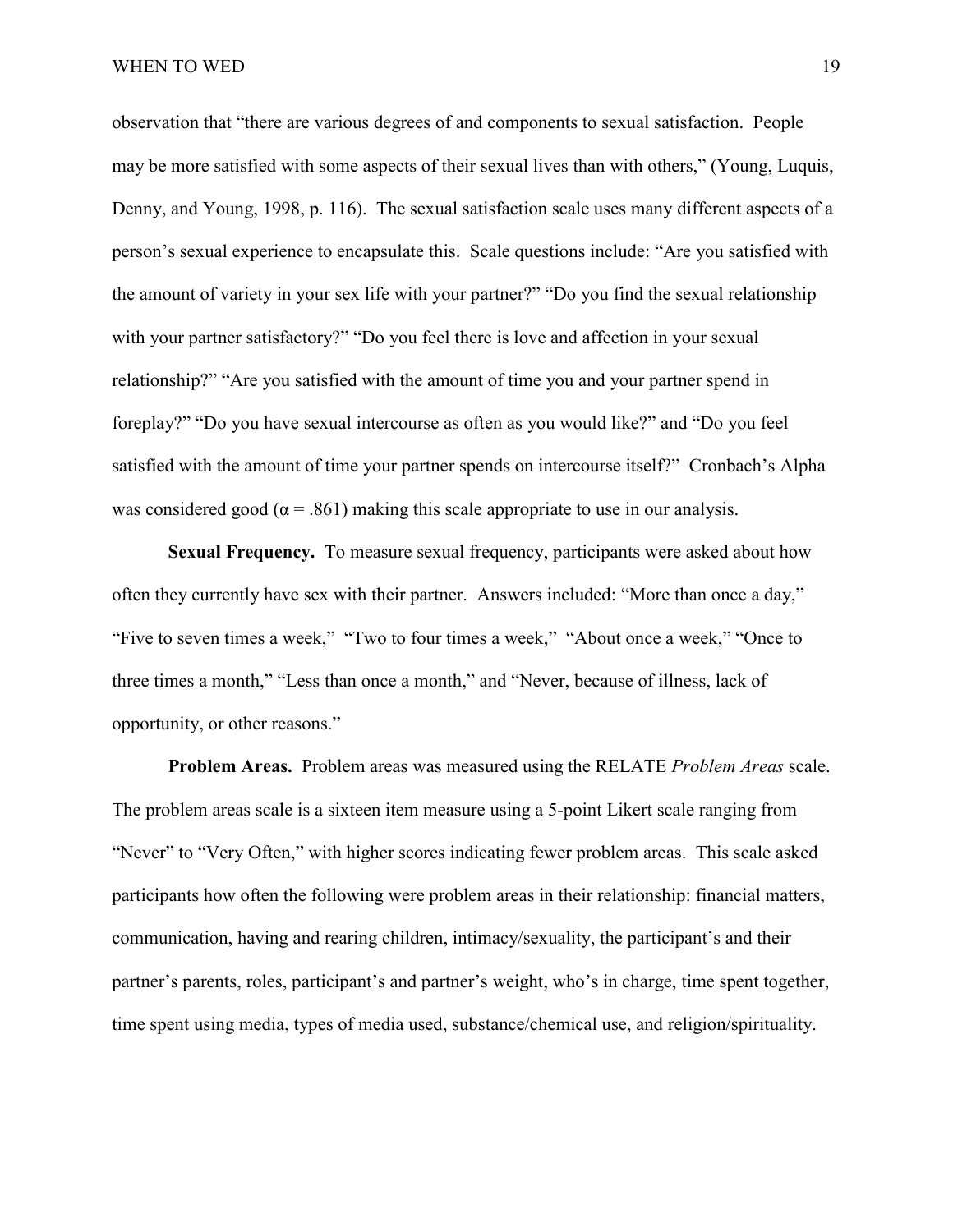observation that "there are various degrees of and components to sexual satisfaction. People may be more satisfied with some aspects of their sexual lives than with others," (Young, Luquis, Denny, and Young, 1998, p. 116). The sexual satisfaction scale uses many different aspects of a person's sexual experience to encapsulate this. Scale questions include: "Are you satisfied with the amount of variety in your sex life with your partner?" "Do you find the sexual relationship with your partner satisfactory?" "Do you feel there is love and affection in your sexual relationship?" "Are you satisfied with the amount of time you and your partner spend in foreplay?" "Do you have sexual intercourse as often as you would like?" and "Do you feel satisfied with the amount of time your partner spends on intercourse itself?" Cronbach's Alpha was considered good ($\alpha = .861$) making this scale appropriate to use in our analysis.

**Sexual Frequency.** To measure sexual frequency, participants were asked about how often they currently have sex with their partner. Answers included: "More than once a day," "Five to seven times a week," "Two to four times a week," "About once a week," "Once to three times a month," "Less than once a month," and "Never, because of illness, lack of opportunity, or other reasons."

**Problem Areas.** Problem areas was measured using the RELATE *Problem Areas* scale. The problem areas scale is a sixteen item measure using a 5-point Likert scale ranging from "Never" to "Very Often," with higher scores indicating fewer problem areas. This scale asked participants how often the following were problem areas in their relationship: financial matters, communication, having and rearing children, intimacy/sexuality, the participant's and their partner's parents, roles, participant's and partner's weight, who's in charge, time spent together, time spent using media, types of media used, substance/chemical use, and religion/spirituality.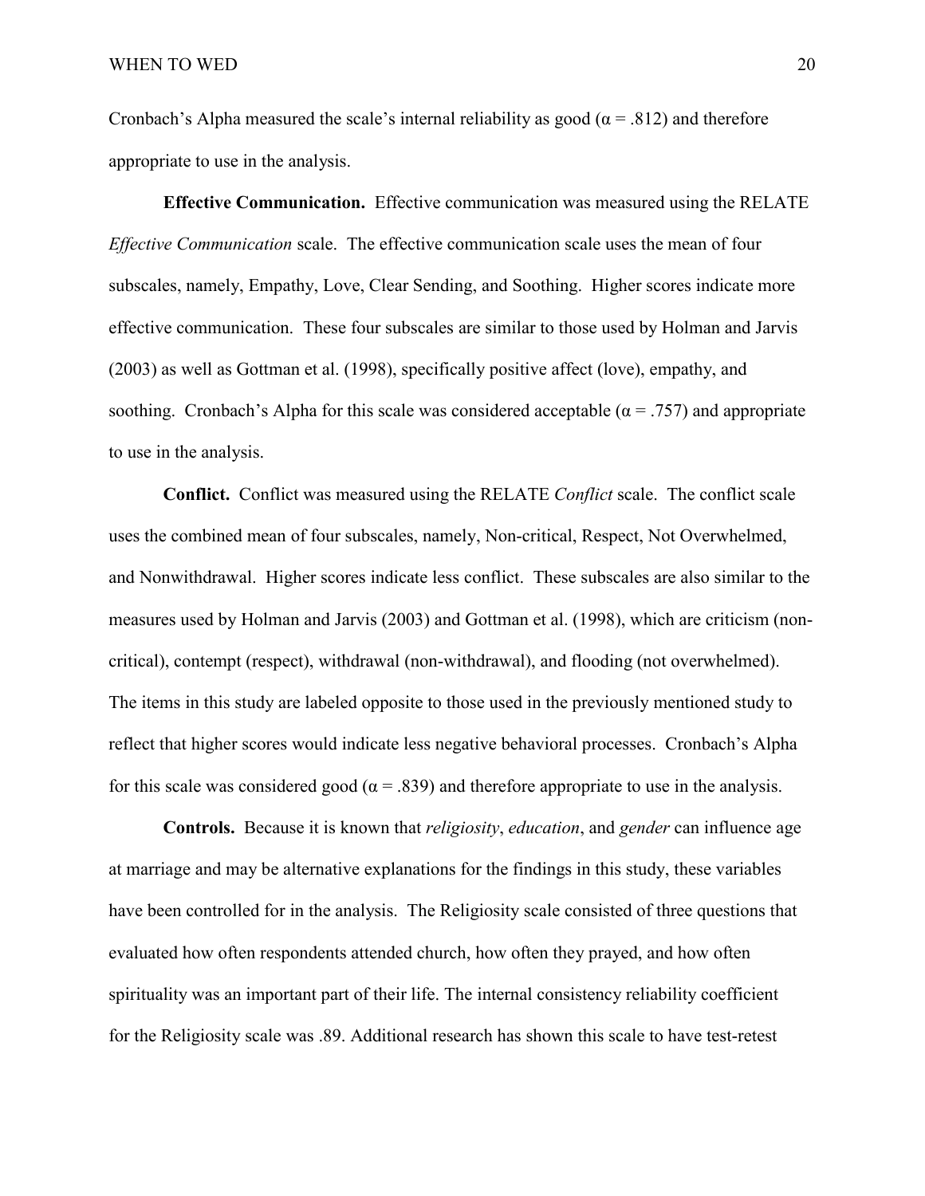Cronbach's Alpha measured the scale's internal reliability as good ($\alpha = .812$) and therefore appropriate to use in the analysis.

**Effective Communication.** Effective communication was measured using the RELATE *Effective Communication* scale. The effective communication scale uses the mean of four subscales, namely, Empathy, Love, Clear Sending, and Soothing. Higher scores indicate more effective communication. These four subscales are similar to those used by Holman and Jarvis (2003) as well as Gottman et al. (1998), specifically positive affect (love), empathy, and soothing. Cronbach's Alpha for this scale was considered acceptable ($\alpha = .757$) and appropriate to use in the analysis.

**Conflict.** Conflict was measured using the RELATE *Conflict* scale. The conflict scale uses the combined mean of four subscales, namely, Non-critical, Respect, Not Overwhelmed, and Nonwithdrawal. Higher scores indicate less conflict. These subscales are also similar to the measures used by Holman and Jarvis (2003) and Gottman et al. (1998), which are criticism (non-critical), contempt (respect), withdrawal (non-withdrawal), and flooding (not overwhelmed). The items in this study are labeled opposite to those used in the previously mentioned study to reflect that higher scores would indicate less negative behavioral processes. Cronbach's Alpha for this scale was considered good ($\alpha = .839$) and therefore appropriate to use in the analysis.

**Controls.** Because it is known that *religiosity*, *education*, and *gender* can influence age at marriage and may be alternative explanations for the findings in this study, these variables have been controlled for in the analysis. The Religiosity scale consisted of three questions that evaluated how often respondents attended church, how often they prayed, and how often spirituality was an important part of their life. The internal consistency reliability coefficient for the Religiosity scale was .89. Additional research has shown this scale to have test-retest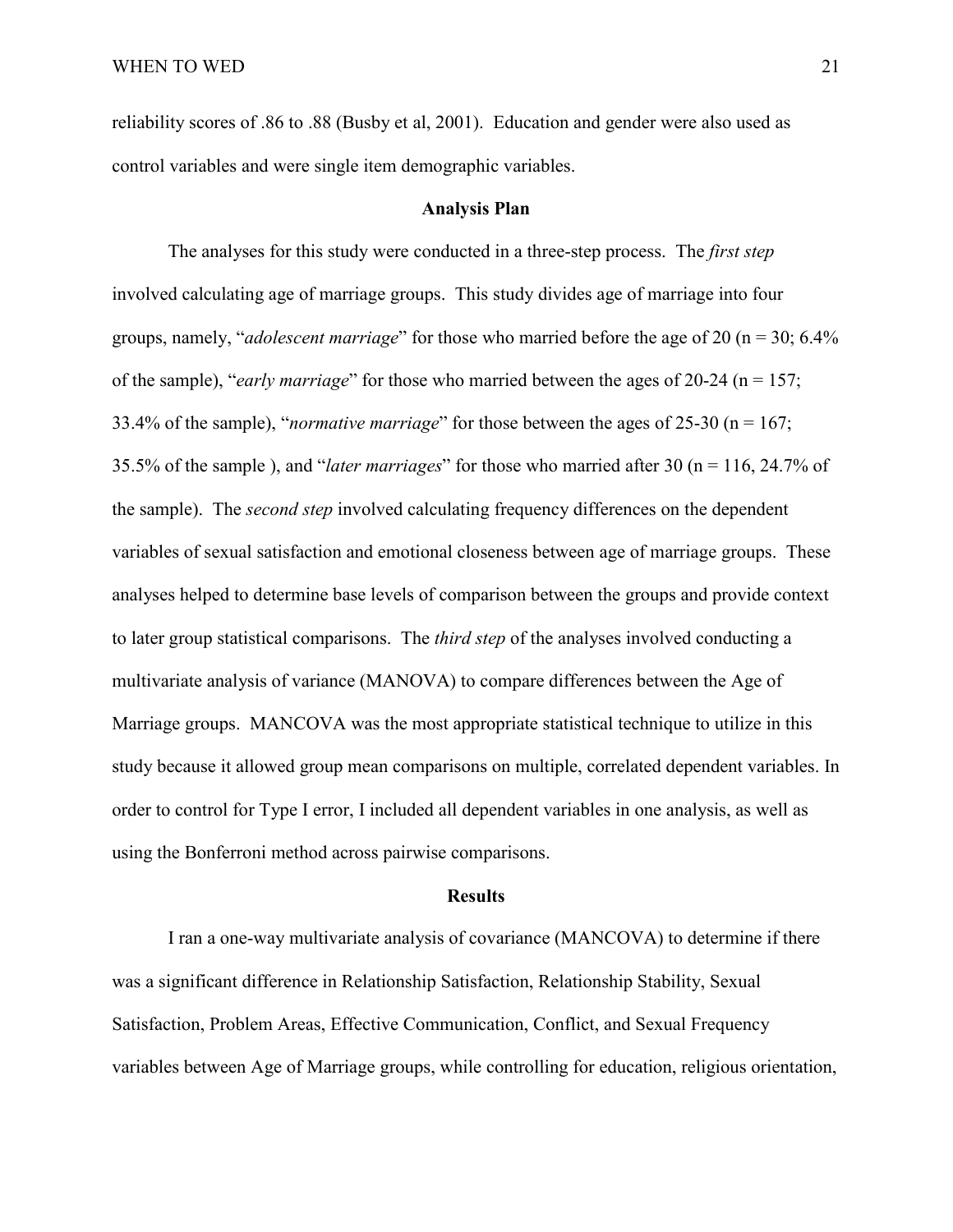reliability scores of .86 to .88 (Busby et al, 2001). Education and gender were also used as control variables and were single item demographic variables.

## Analysis Plan

The analyses for this study were conducted in a three-step process. The *first step* involved calculating age of marriage groups. This study divides age of marriage into four groups, namely, "*adolescent marriage*" for those who married before the age of 20 (n = 30; 6.4% of the sample), "*early marriage*" for those who married between the ages of 20-24 (n = 157; 33.4% of the sample), "*normative marriage*" for those between the ages of 25-30 (n = 167; 35.5% of the sample ), and "*later marriages*" for those who married after 30 (n = 116, 24.7% of the sample). The *second step* involved calculating frequency differences on the dependent variables of sexual satisfaction and emotional closeness between age of marriage groups. These analyses helped to determine base levels of comparison between the groups and provide context to later group statistical comparisons. The *third step* of the analyses involved conducting a multivariate analysis of variance (MANOVA) to compare differences between the Age of Marriage groups. MANCOVA was the most appropriate statistical technique to utilize in this study because it allowed group mean comparisons on multiple, correlated dependent variables. In order to control for Type I error, I included all dependent variables in one analysis, as well as using the Bonferroni method across pairwise comparisons.

## Results

I ran a one-way multivariate analysis of covariance (MANCOVA) to determine if there was a significant difference in Relationship Satisfaction, Relationship Stability, Sexual Satisfaction, Problem Areas, Effective Communication, Conflict, and Sexual Frequency variables between Age of Marriage groups, while controlling for education, religious orientation,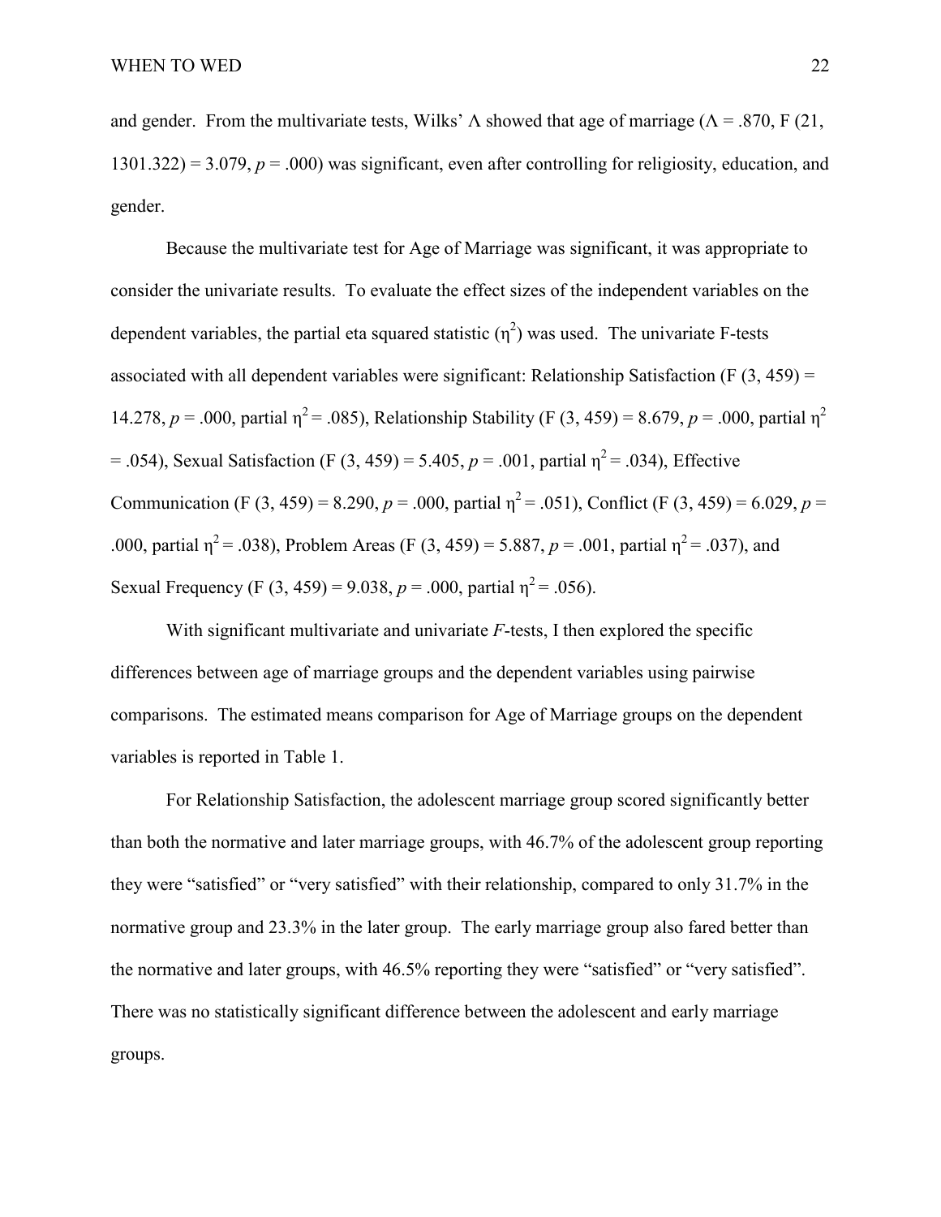and gender. From the multivariate tests, Wilks' $\Lambda$ showed that age of marriage ($\Lambda = .870$, $F(21, 1301.322) = 3.079$, $p = .000$) was significant, even after controlling for religiosity, education, and gender.

Because the multivariate test for Age of Marriage was significant, it was appropriate to consider the univariate results. To evaluate the effect sizes of the independent variables on the dependent variables, the partial eta squared statistic ($\eta^2$) was used. The univariate F-tests associated with all dependent variables were significant: Relationship Satisfaction ($F(3, 459) = 14.278$, $p = .000$, partial $\eta^2 = .085$), Relationship Stability ($F(3, 459) = 8.679$, $p = .000$, partial $\eta^2 = .054$), Sexual Satisfaction ($F(3, 459) = 5.405$, $p = .001$, partial $\eta^2 = .034$), Effective Communication ($F(3, 459) = 8.290$, $p = .000$, partial $\eta^2 = .051$), Conflict ($F(3, 459) = 6.029$, $p = .000$, partial $\eta^2 = .038$), Problem Areas ($F(3, 459) = 5.887$, $p = .001$, partial $\eta^2 = .037$), and Sexual Frequency ($F(3, 459) = 9.038$, $p = .000$, partial $\eta^2 = .056$).

With significant multivariate and univariate *F*-tests, I then explored the specific differences between age of marriage groups and the dependent variables using pairwise comparisons. The estimated means comparison for Age of Marriage groups on the dependent variables is reported in Table 1.

For Relationship Satisfaction, the adolescent marriage group scored significantly better than both the normative and later marriage groups, with 46.7% of the adolescent group reporting they were "satisfied" or "very satisfied" with their relationship, compared to only 31.7% in the normative group and 23.3% in the later group. The early marriage group also fared better than the normative and later groups, with 46.5% reporting they were "satisfied" or "very satisfied". There was no statistically significant difference between the adolescent and early marriage groups.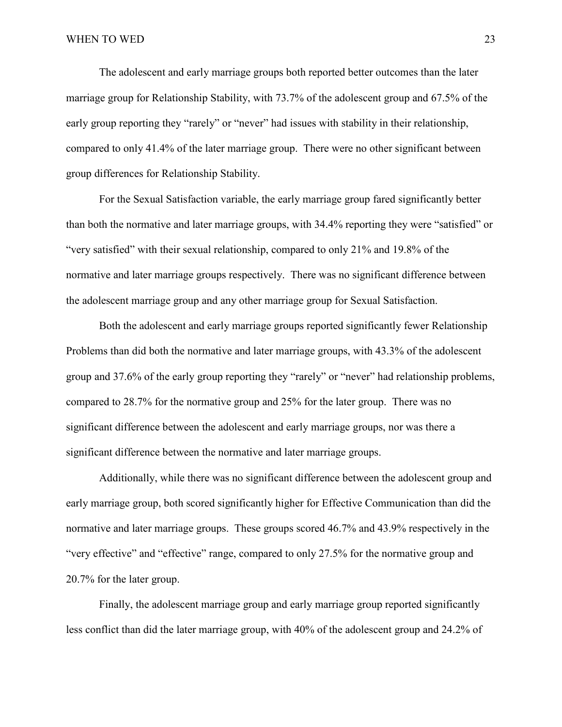The adolescent and early marriage groups both reported better outcomes than the later marriage group for Relationship Stability, with 73.7% of the adolescent group and 67.5% of the early group reporting they "rarely" or "never" had issues with stability in their relationship, compared to only 41.4% of the later marriage group. There were no other significant between group differences for Relationship Stability.

For the Sexual Satisfaction variable, the early marriage group fared significantly better than both the normative and later marriage groups, with 34.4% reporting they were "satisfied" or "very satisfied" with their sexual relationship, compared to only 21% and 19.8% of the normative and later marriage groups respectively. There was no significant difference between the adolescent marriage group and any other marriage group for Sexual Satisfaction.

Both the adolescent and early marriage groups reported significantly fewer Relationship Problems than did both the normative and later marriage groups, with 43.3% of the adolescent group and 37.6% of the early group reporting they "rarely" or "never" had relationship problems, compared to 28.7% for the normative group and 25% for the later group. There was no significant difference between the adolescent and early marriage groups, nor was there a significant difference between the normative and later marriage groups.

Additionally, while there was no significant difference between the adolescent group and early marriage group, both scored significantly higher for Effective Communication than did the normative and later marriage groups. These groups scored 46.7% and 43.9% respectively in the "very effective" and "effective" range, compared to only 27.5% for the normative group and 20.7% for the later group.

Finally, the adolescent marriage group and early marriage group reported significantly less conflict than did the later marriage group, with 40% of the adolescent group and 24.2% of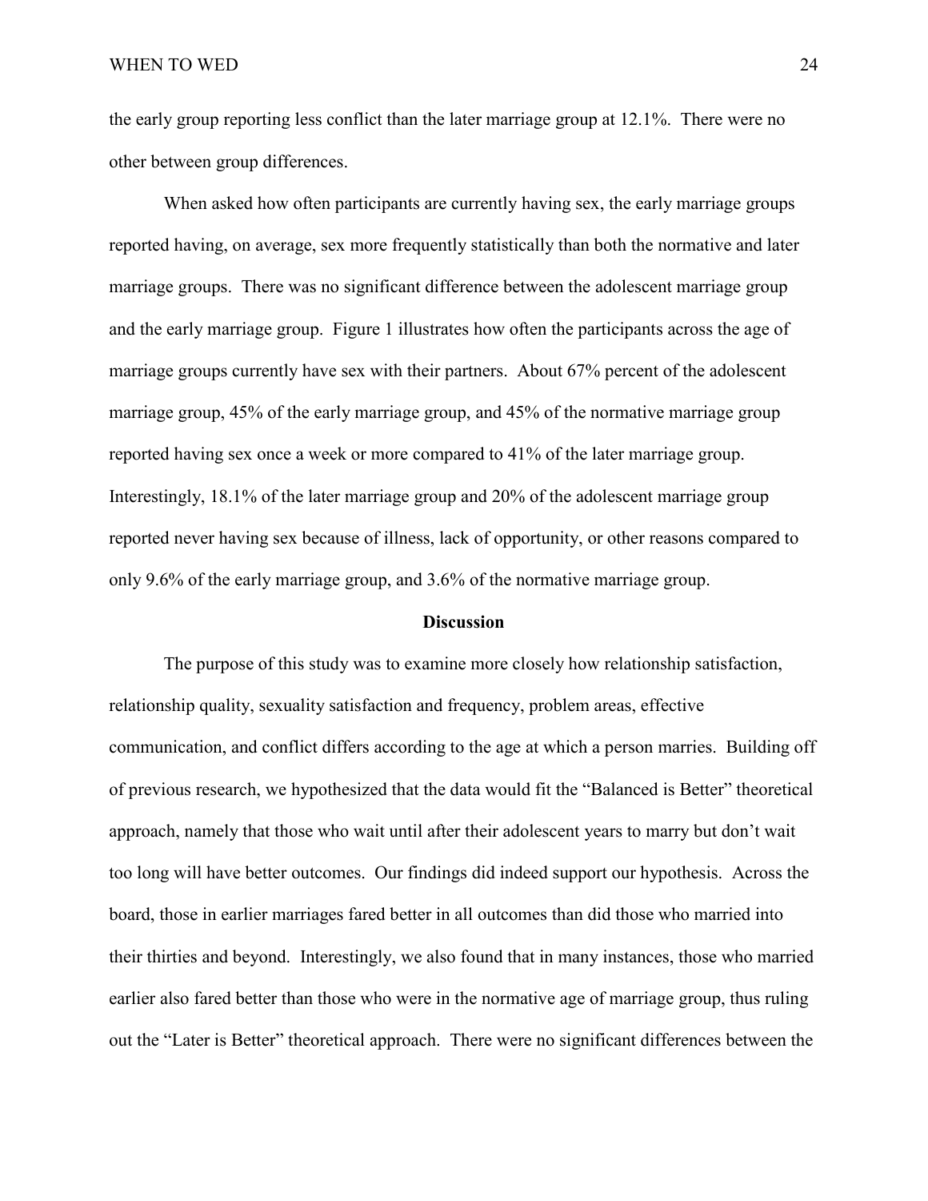the early group reporting less conflict than the later marriage group at 12.1%. There were no other between group differences.

When asked how often participants are currently having sex, the early marriage groups reported having, on average, sex more frequently statistically than both the normative and later marriage groups. There was no significant difference between the adolescent marriage group and the early marriage group. Figure 1 illustrates how often the participants across the age of marriage groups currently have sex with their partners. About 67% percent of the adolescent marriage group, 45% of the early marriage group, and 45% of the normative marriage group reported having sex once a week or more compared to 41% of the later marriage group. Interestingly, 18.1% of the later marriage group and 20% of the adolescent marriage group reported never having sex because of illness, lack of opportunity, or other reasons compared to only 9.6% of the early marriage group, and 3.6% of the normative marriage group.

## Discussion

The purpose of this study was to examine more closely how relationship satisfaction, relationship quality, sexuality satisfaction and frequency, problem areas, effective communication, and conflict differs according to the age at which a person marries. Building off of previous research, we hypothesized that the data would fit the "Balanced is Better" theoretical approach, namely that those who wait until after their adolescent years to marry but don't wait too long will have better outcomes. Our findings did indeed support our hypothesis. Across the board, those in earlier marriages fared better in all outcomes than did those who married into their thirties and beyond. Interestingly, we also found that in many instances, those who married earlier also fared better than those who were in the normative age of marriage group, thus ruling out the "Later is Better" theoretical approach. There were no significant differences between the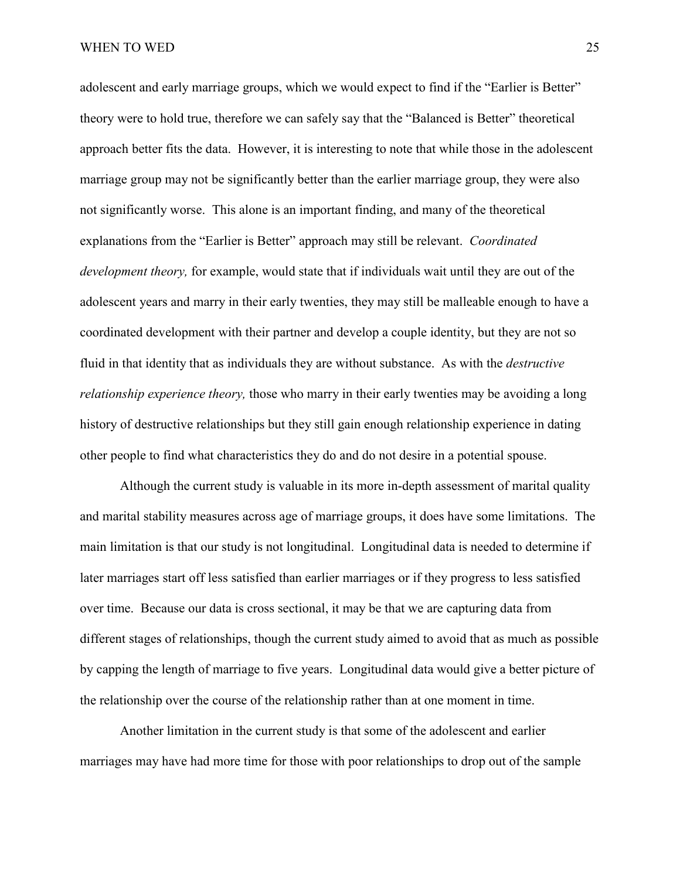adolescent and early marriage groups, which we would expect to find if the "Earlier is Better" theory were to hold true, therefore we can safely say that the "Balanced is Better" theoretical approach better fits the data. However, it is interesting to note that while those in the adolescent marriage group may not be significantly better than the earlier marriage group, they were also not significantly worse. This alone is an important finding, and many of the theoretical explanations from the "Earlier is Better" approach may still be relevant. *Coordinated development theory,* for example, would state that if individuals wait until they are out of the adolescent years and marry in their early twenties, they may still be malleable enough to have a coordinated development with their partner and develop a couple identity, but they are not so fluid in that identity that as individuals they are without substance. As with the *destructive relationship experience theory,* those who marry in their early twenties may be avoiding a long history of destructive relationships but they still gain enough relationship experience in dating other people to find what characteristics they do and do not desire in a potential spouse.

Although the current study is valuable in its more in-depth assessment of marital quality and marital stability measures across age of marriage groups, it does have some limitations. The main limitation is that our study is not longitudinal. Longitudinal data is needed to determine if later marriages start off less satisfied than earlier marriages or if they progress to less satisfied over time. Because our data is cross sectional, it may be that we are capturing data from different stages of relationships, though the current study aimed to avoid that as much as possible by capping the length of marriage to five years. Longitudinal data would give a better picture of the relationship over the course of the relationship rather than at one moment in time.

Another limitation in the current study is that some of the adolescent and earlier marriages may have had more time for those with poor relationships to drop out of the sample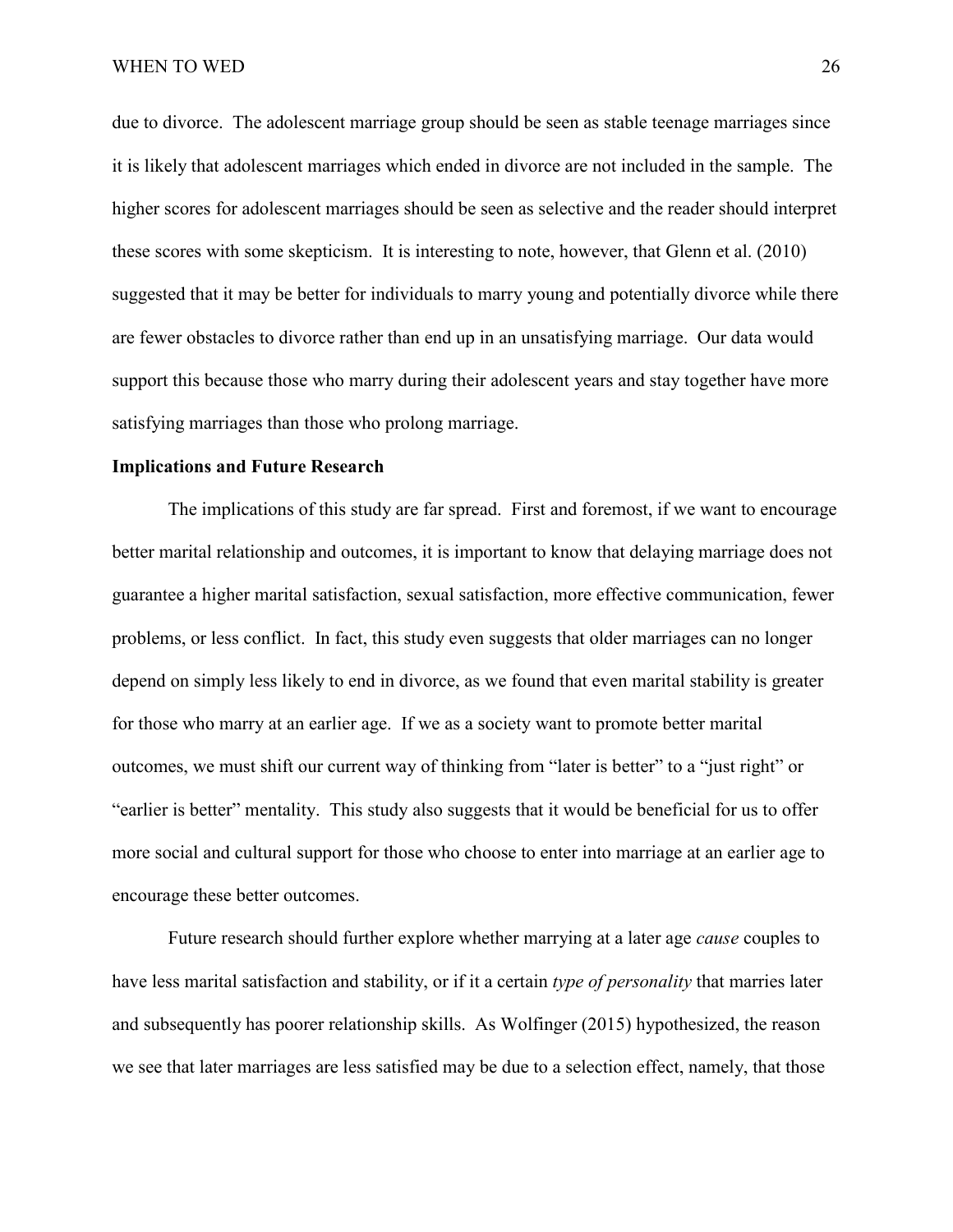due to divorce. The adolescent marriage group should be seen as stable teenage marriages since it is likely that adolescent marriages which ended in divorce are not included in the sample. The higher scores for adolescent marriages should be seen as selective and the reader should interpret these scores with some skepticism. It is interesting to note, however, that Glenn et al. (2010) suggested that it may be better for individuals to marry young and potentially divorce while there are fewer obstacles to divorce rather than end up in an unsatisfying marriage. Our data would support this because those who marry during their adolescent years and stay together have more satisfying marriages than those who prolong marriage.

**Implications and Future Research**

The implications of this study are far spread. First and foremost, if we want to encourage better marital relationship and outcomes, it is important to know that delaying marriage does not guarantee a higher marital satisfaction, sexual satisfaction, more effective communication, fewer problems, or less conflict. In fact, this study even suggests that older marriages can no longer depend on simply less likely to end in divorce, as we found that even marital stability is greater for those who marry at an earlier age. If we as a society want to promote better marital outcomes, we must shift our current way of thinking from "later is better" to a "just right" or "earlier is better" mentality. This study also suggests that it would be beneficial for us to offer more social and cultural support for those who choose to enter into marriage at an earlier age to encourage these better outcomes.

Future research should further explore whether marrying at a later age *cause* couples to have less marital satisfaction and stability, or if it a certain *type of personality* that marries later and subsequently has poorer relationship skills. As Wolfinger (2015) hypothesized, the reason we see that later marriages are less satisfied may be due to a selection effect, namely, that those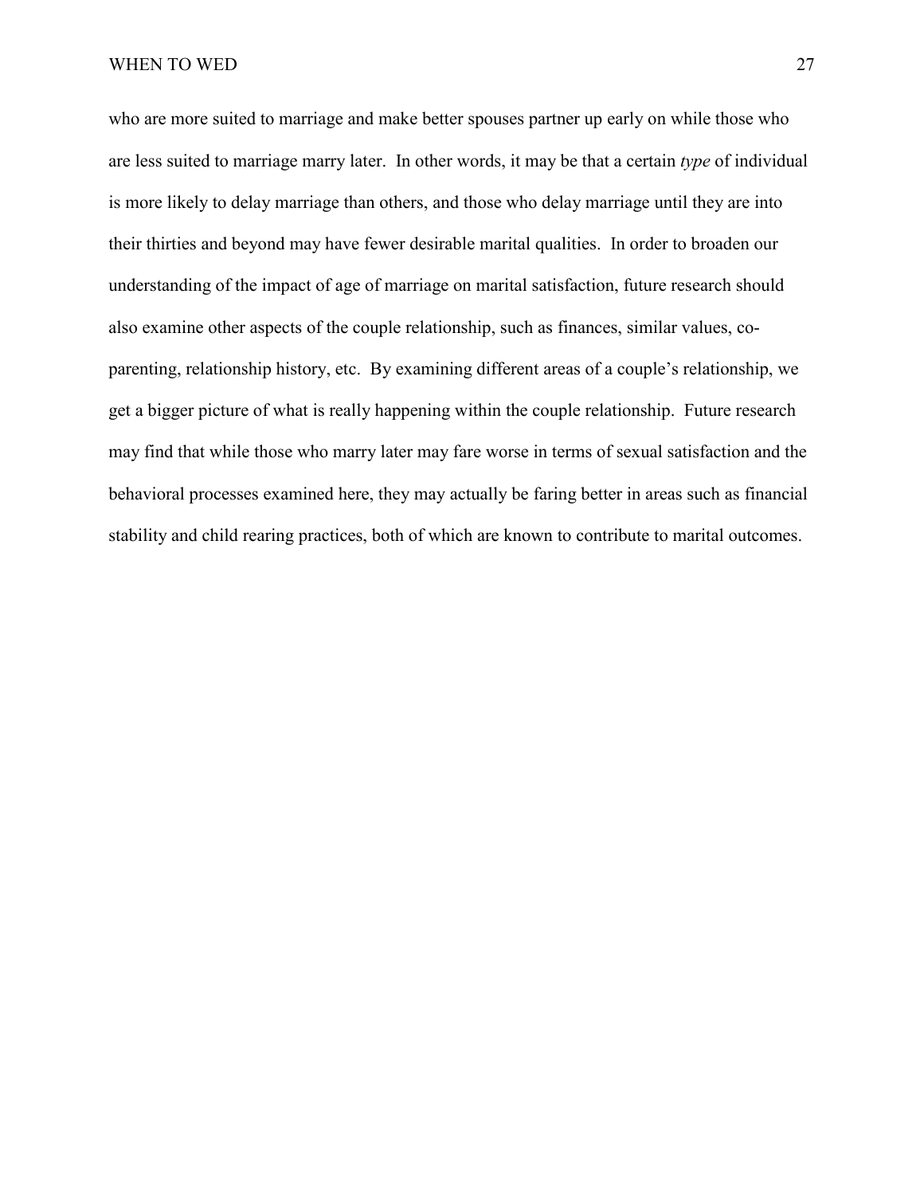who are more suited to marriage and make better spouses partner up early on while those who are less suited to marriage marry later. In other words, it may be that a certain *type* of individual is more likely to delay marriage than others, and those who delay marriage until they are into their thirties and beyond may have fewer desirable marital qualities. In order to broaden our understanding of the impact of age of marriage on marital satisfaction, future research should also examine other aspects of the couple relationship, such as finances, similar values, co-parenting, relationship history, etc. By examining different areas of a couple's relationship, we get a bigger picture of what is really happening within the couple relationship. Future research may find that while those who marry later may fare worse in terms of sexual satisfaction and the behavioral processes examined here, they may actually be faring better in areas such as financial stability and child rearing practices, both of which are known to contribute to marital outcomes.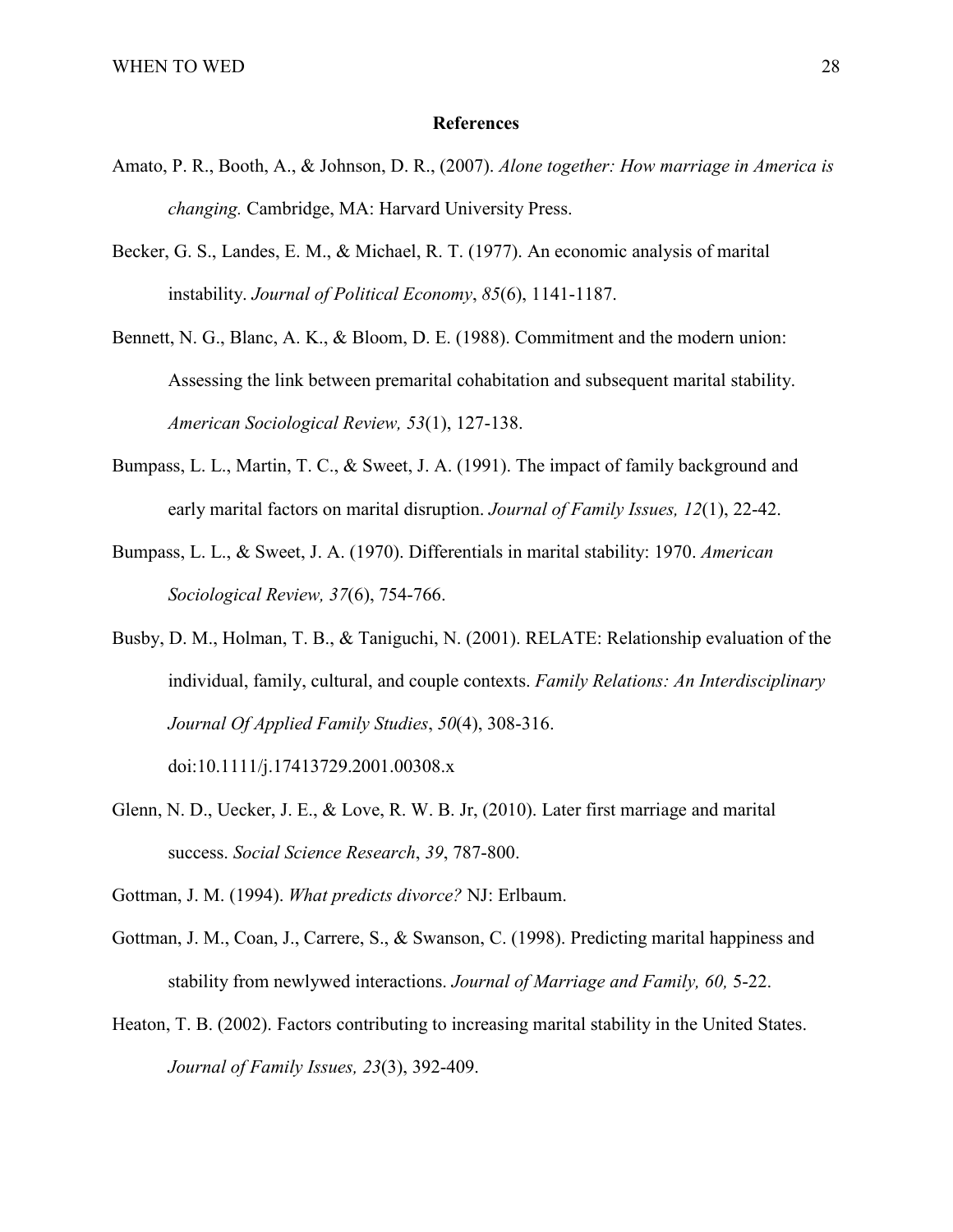## References

Amato, P. R., Booth, A., & Johnson, D. R., (2007). *Alone together: How marriage in America is changing.* Cambridge, MA: Harvard University Press.

Becker, G. S., Landes, E. M., & Michael, R. T. (1977). An economic analysis of marital instability. *Journal of Political Economy*, *85*(6), 1141-1187.

Bennett, N. G., Blanc, A. K., & Bloom, D. E. (1988). Commitment and the modern union: Assessing the link between premarital cohabitation and subsequent marital stability. *American Sociological Review, 53*(1), 127-138.

Bumpass, L. L., Martin, T. C., & Sweet, J. A. (1991). The impact of family background and early marital factors on marital disruption. *Journal of Family Issues, 12*(1), 22-42.

Bumpass, L. L., & Sweet, J. A. (1970). Differentials in marital stability: 1970. *American Sociological Review, 37*(6), 754-766.

Busby, D. M., Holman, T. B., & Taniguchi, N. (2001). RELATE: Relationship evaluation of the individual, family, cultural, and couple contexts. *Family Relations: An Interdisciplinary Journal Of Applied Family Studies*, *50*(4), 308-316. doi:10.1111/j.17413729.2001.00308.x

Glenn, N. D., Uecker, J. E., & Love, R. W. B. Jr, (2010). Later first marriage and marital success. *Social Science Research*, *39*, 787-800.

Gottman, J. M. (1994). *What predicts divorce?* NJ: Erlbaum.

Gottman, J. M., Coan, J., Carrere, S., & Swanson, C. (1998). Predicting marital happiness and stability from newlywed interactions. *Journal of Marriage and Family, 60,* 5-22.

Heaton, T. B. (2002). Factors contributing to increasing marital stability in the United States. *Journal of Family Issues, 23*(3), 392-409.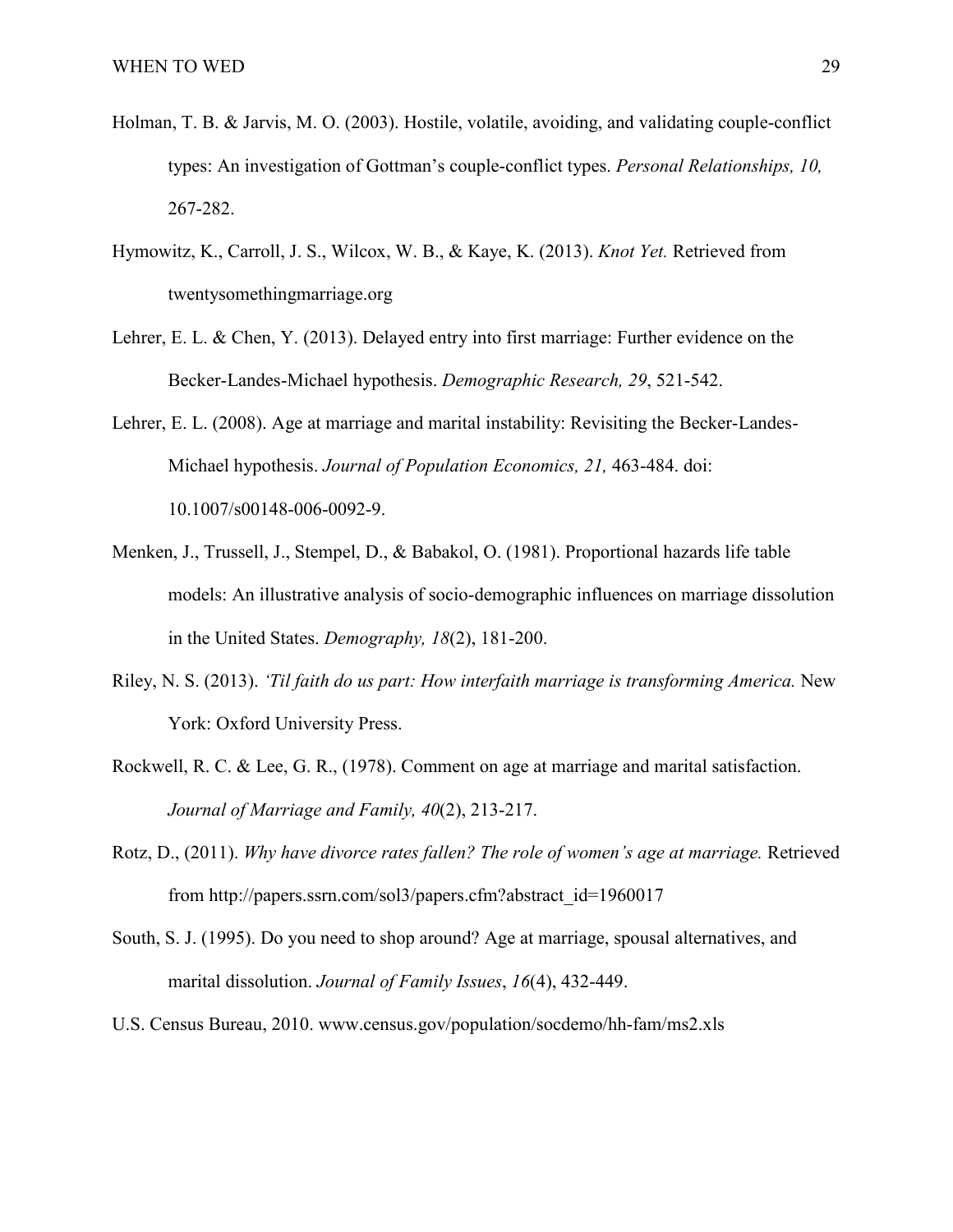Holman, T. B. & Jarvis, M. O. (2003). Hostile, volatile, avoiding, and validating couple-conflict types: An investigation of Gottman's couple-conflict types. *Personal Relationships, 10,* 267-282.

Hymowitz, K., Carroll, J. S., Wilcox, W. B., & Kaye, K. (2013). *Knot Yet.* Retrieved from twentysomethingmarriage.org

Lehrer, E. L. & Chen, Y. (2013). Delayed entry into first marriage: Further evidence on the Becker-Landes-Michael hypothesis. *Demographic Research, 29*, 521-542.

Lehrer, E. L. (2008). Age at marriage and marital instability: Revisiting the Becker-Landes-Michael hypothesis. *Journal of Population Economics, 21,* 463-484. doi: 10.1007/s00148-006-0092-9.

Menken, J., Trussell, J., Stempel, D., & Babakol, O. (1981). Proportional hazards life table models: An illustrative analysis of socio-demographic influences on marriage dissolution in the United States. *Demography, 18*(2), 181-200.

Riley, N. S. (2013). *'Til faith do us part: How interfaith marriage is transforming America.* New York: Oxford University Press.

Rockwell, R. C. & Lee, G. R., (1978). Comment on age at marriage and marital satisfaction. *Journal of Marriage and Family, 40*(2), 213-217.

Rotz, D., (2011). *Why have divorce rates fallen? The role of women's age at marriage.* Retrieved from http://papers.ssrn.com/sol3/papers.cfm?abstract_id=1960017

South, S. J. (1995). Do you need to shop around? Age at marriage, spousal alternatives, and marital dissolution. *Journal of Family Issues*, *16*(4), 432-449.

U.S. Census Bureau, 2010. www.census.gov/population/socdemo/hh-fam/ms2.xls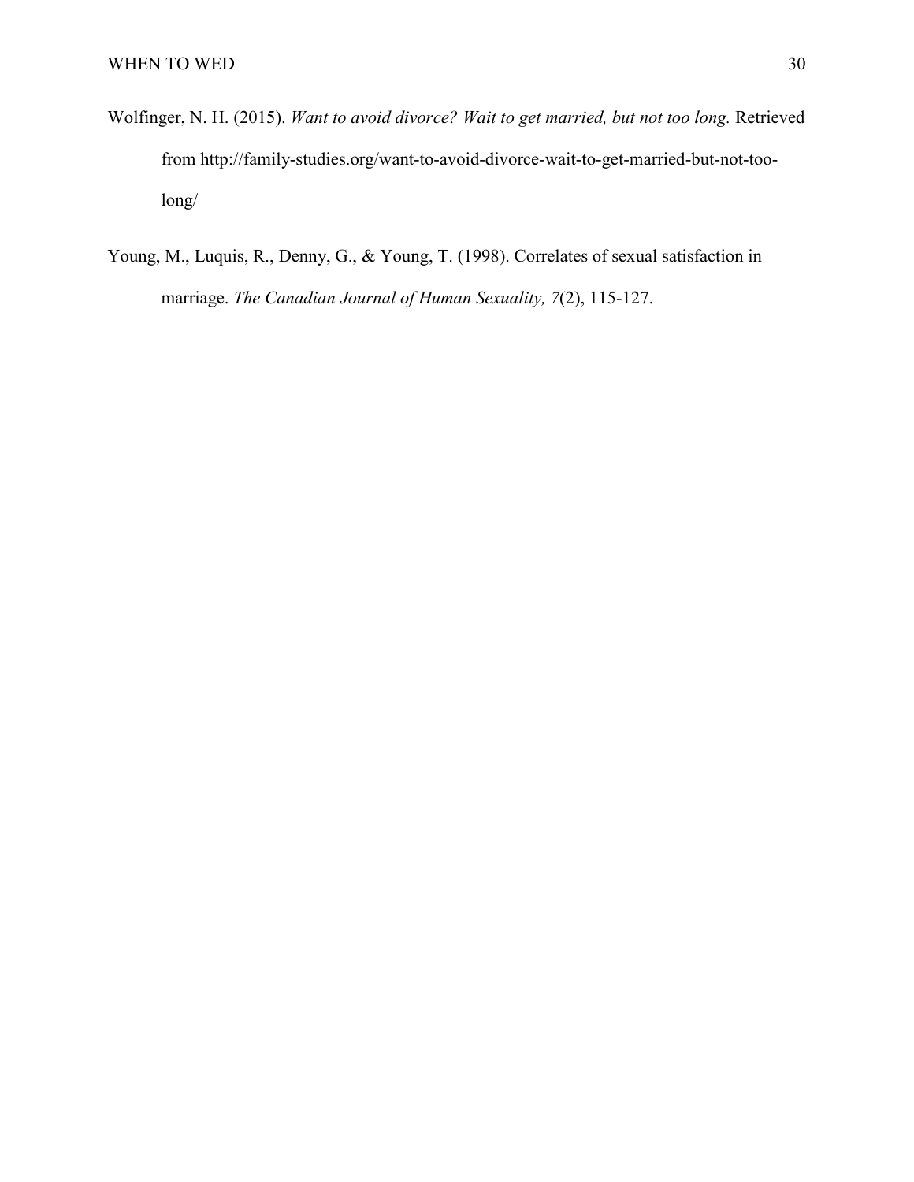Wolfinger, N. H. (2015). *Want to avoid divorce? Wait to get married, but not too long.* Retrieved from http://family-studies.org/want-to-avoid-divorce-wait-to-get-married-but-not-too-long/

Young, M., Luquis, R., Denny, G., & Young, T. (1998). Correlates of sexual satisfaction in marriage. *The Canadian Journal of Human Sexuality, 7*(2), 115-127.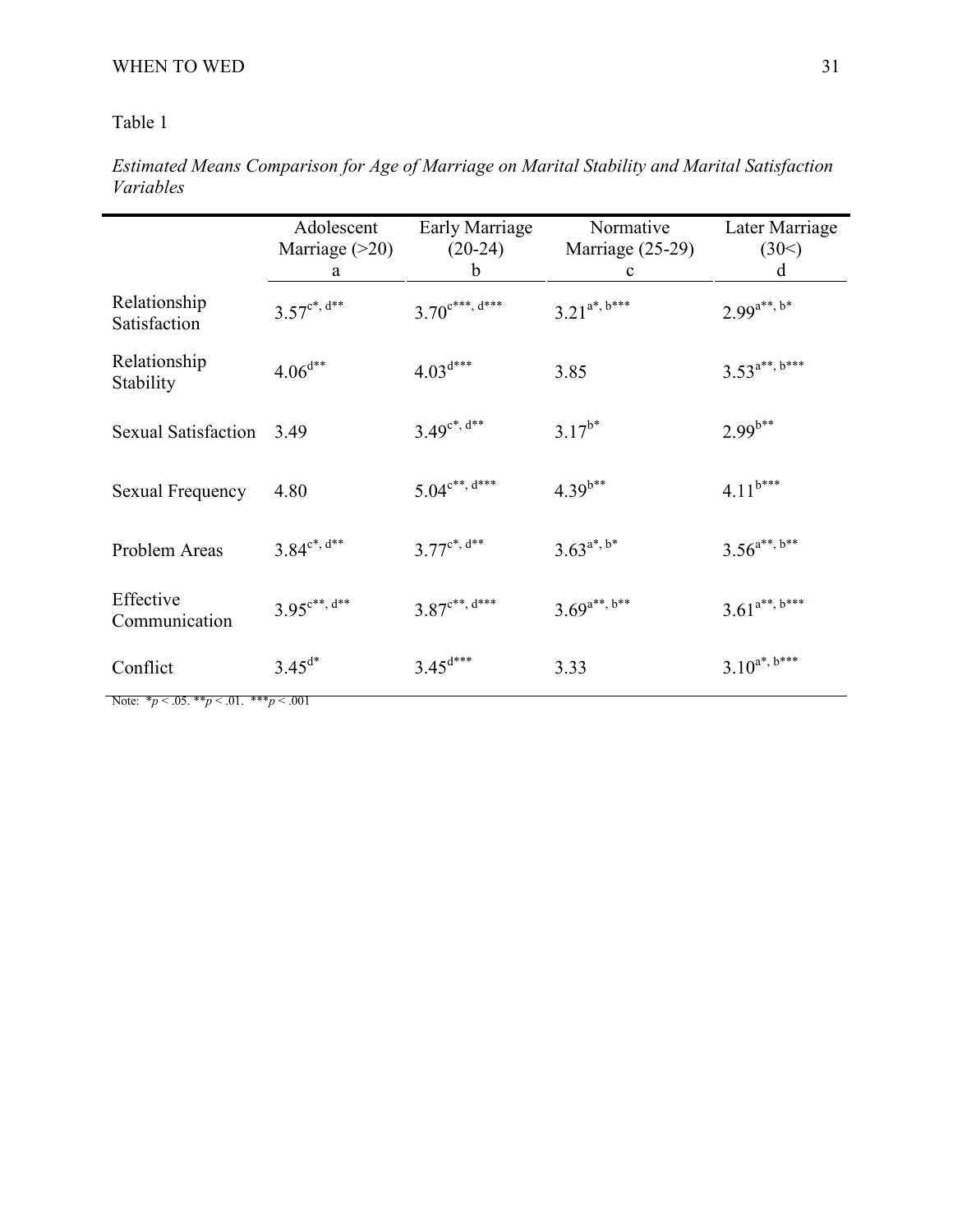Table 1

*Estimated Means Comparison for Age of Marriage on Marital Stability and Marital Satisfaction Variables*

| | Adolescent Marriage (>20) a | Early Marriage (20-24) b | Normative Marriage (25-29) c | Later Marriage (30<) d |
|---|---|---|---|---|
| Relationship Satisfaction | $3.57^{c*, d**}$ | $3.70^{c***, d***}$ | $3.21^{a*, b***}$ | $2.99^{a**, b*}$ |
| Relationship Stability | $4.06^{d**}$ | $4.03^{d***}$ | 3.85 | $3.53^{a**, b***}$ |
| Sexual Satisfaction | 3.49 | $3.49^{c*, d**}$ | $3.17^{b*}$ | $2.99^{b**}$ |
| Sexual Frequency | 4.80 | $5.04^{c**, d***}$ | $4.39^{b**}$ | $4.11^{b***}$ |
| Problem Areas | $3.84^{c*, d**}$ | $3.77^{c*, d**}$ | $3.63^{a*, b*}$ | $3.56^{a**, b**}$ |
| Effective Communication | $3.95^{c**, d**}$ | $3.87^{c**, d***}$ | $3.69^{a**, b**}$ | $3.61^{a**, b***}$ |
| Conflict | $3.45^{d*}$ | $3.45^{d***}$ | 3.33 | $3.10^{a*, b***}$ |

Note: $*p < .05$. $**p < .01$. $***p < .001$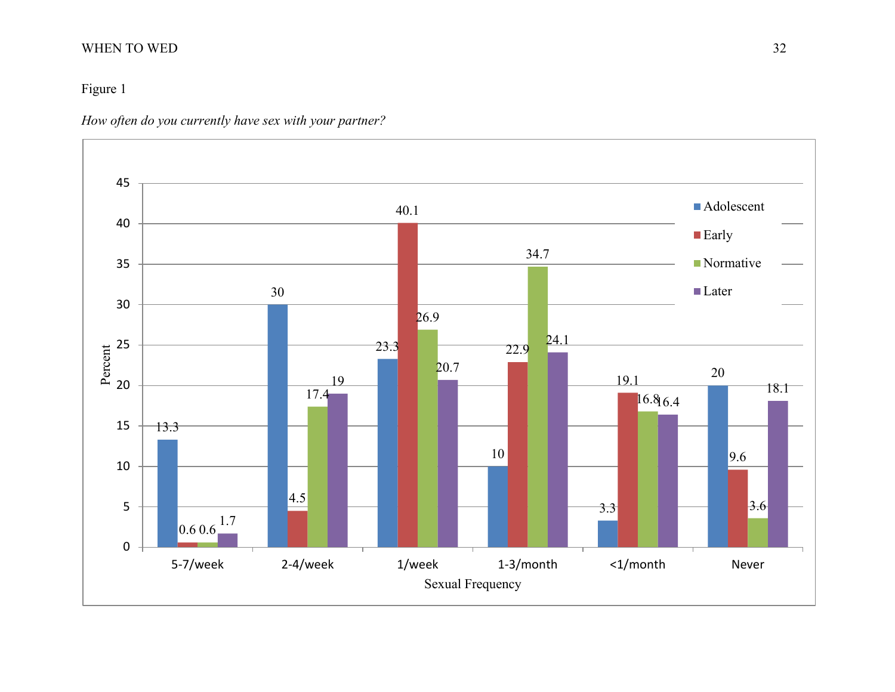Figure 1

*How often do you currently have sex with your partner?*

45
40
35
30
25
20
15
10
5
0

Percent

Adolescent
Early
Normative
Later

13.3 0.6 0.6 1.7
30 4.5 17.4 19
23.3 40.1 26.9 20.7
10 22.9 34.7 24.1
3.3 19.1 16.8 16.4
20 9.6 3.6 18.1

5-7/week
2-4/week
1/week
1-3/month
<1/month
Never

Sexual Frequency